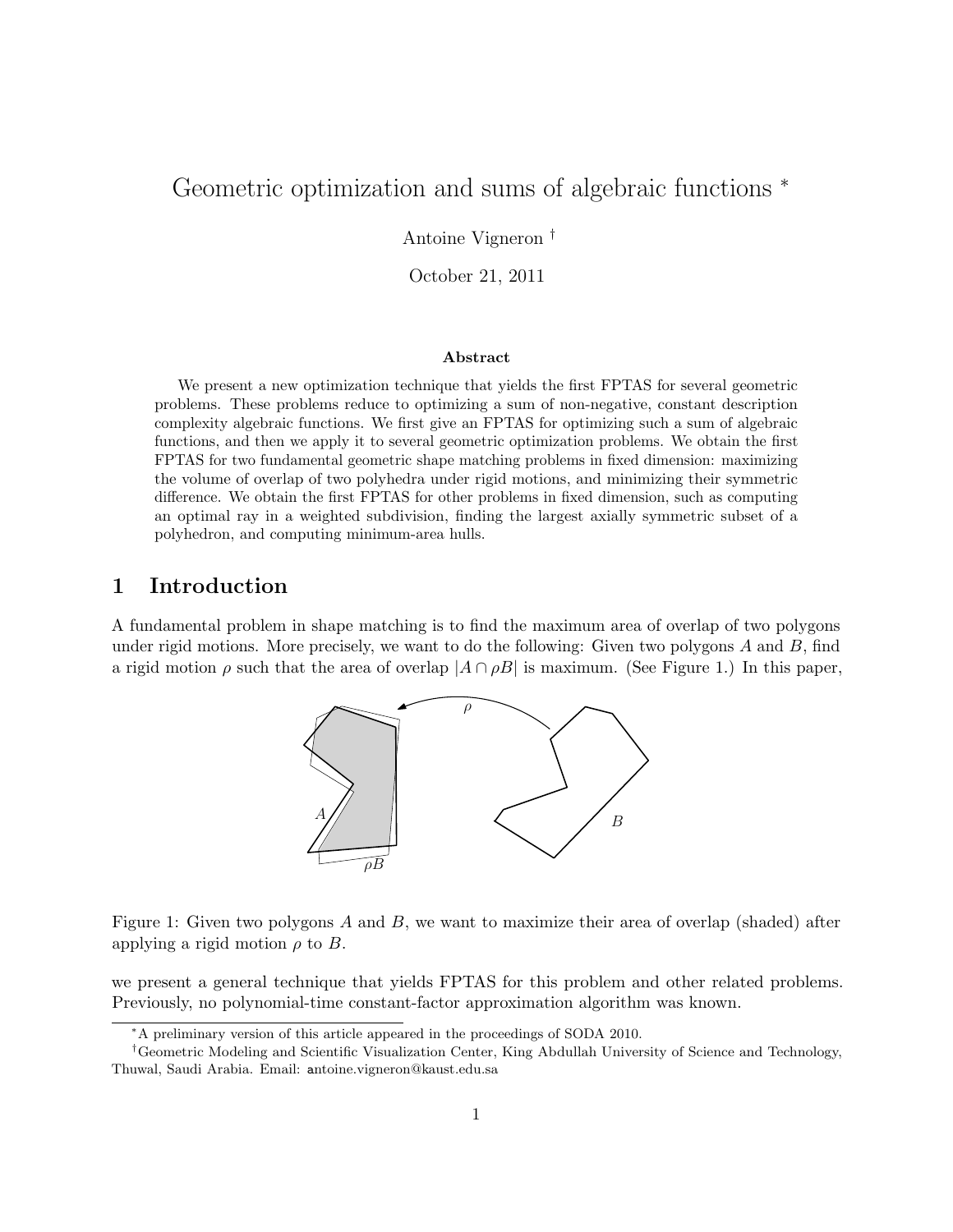# Geometric optimization and sums of algebraic functions *

Antoine Vigneron †

October 21, 2011

### Abstract

We present a new optimization technique that yields the first FPTAS for several geometric problems. These problems reduce to optimizing a sum of non-negative, constant description complexity algebraic functions. We first give an FPTAS for optimizing such a sum of algebraic functions, and then we apply it to several geometric optimization problems. We obtain the first FPTAS for two fundamental geometric shape matching problems in fixed dimension: maximizing the volume of overlap of two polyhedra under rigid motions, and minimizing their symmetric difference. We obtain the first FPTAS for other problems in fixed dimension, such as computing an optimal ray in a weighted subdivision, finding the largest axially symmetric subset of a polyhedron, and computing minimum-area hulls.

## 1 Introduction

A fundamental problem in shape matching is to find the maximum area of overlap of two polygons under rigid motions. More precisely, we want to do the following: Given two polygons $A$ and $B$, find a rigid motion $\rho$ such that the area of overlap $|A \cap \rho B|$ is maximum. (See Figure 1.) In this paper,

Figure 1: Given two polygons $A$ and $B$, we want to maximize their area of overlap (shaded) after applying a rigid motion $\rho$ to $B$.

we present a general technique that yields FPTAS for this problem and other related problems. Previously, no polynomial-time constant-factor approximation algorithm was known.

*A preliminary version of this article appeared in the proceedings of SODA 2010.

†Geometric Modeling and Scientific Visualization Center, King Abdullah University of Science and Technology, Thuwal, Saudi Arabia. Email: antoine.vigneron@kaust.edu.sa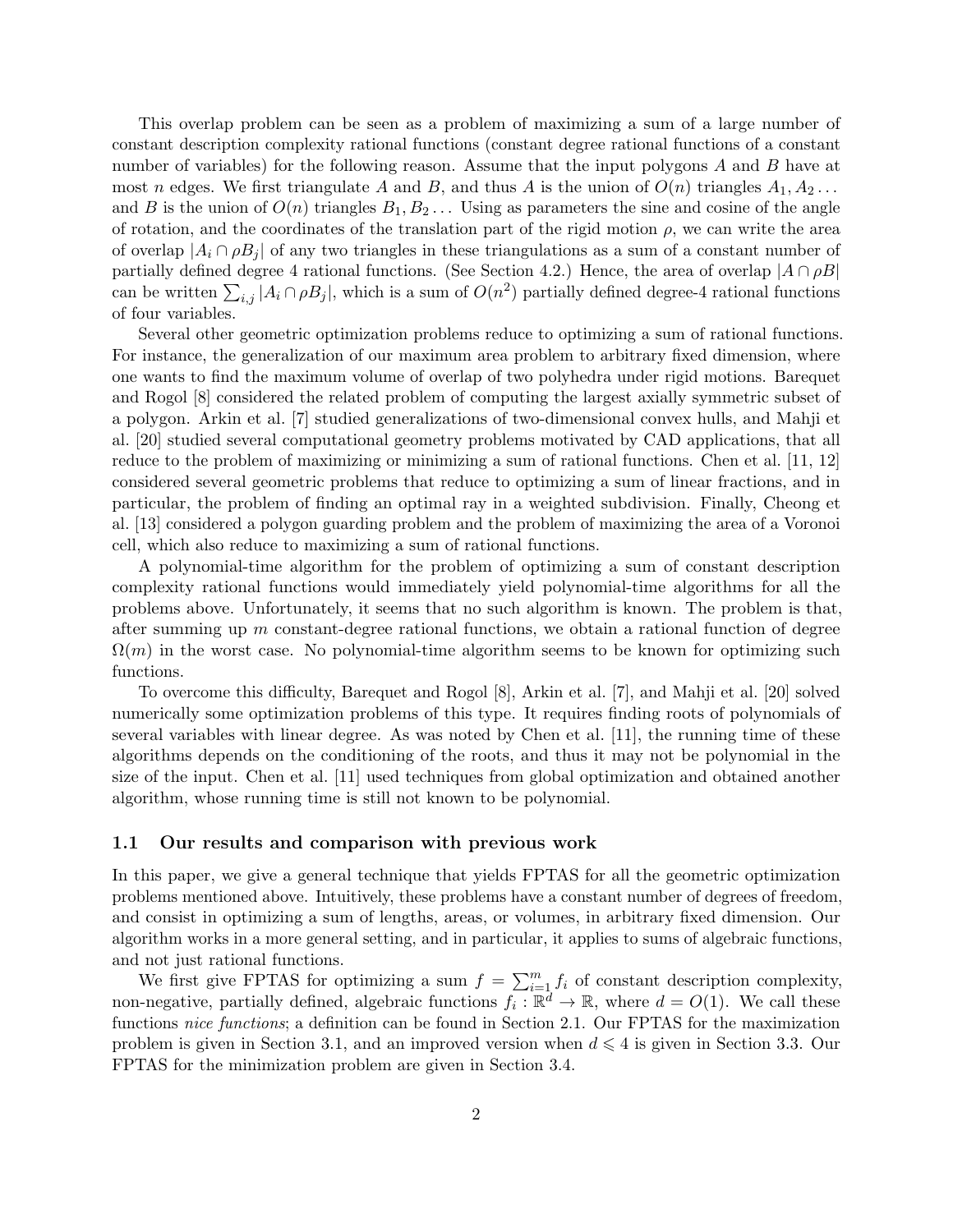This overlap problem can be seen as a problem of maximizing a sum of a large number of constant description complexity rational functions (constant degree rational functions of a constant number of variables) for the following reason. Assume that the input polygons $A$ and $B$ have at most $n$ edges. We first triangulate $A$ and $B$, and thus $A$ is the union of $O(n)$ triangles $A_1, A_2 \dots$ and $B$ is the union of $O(n)$ triangles $B_1, B_2 \dots$ Using as parameters the sine and cosine of the angle of rotation, and the coordinates of the translation part of the rigid motion $\rho$, we can write the area of overlap $|A_i \cap \rho B_j|$ of any two triangles in these triangulations as a sum of a constant number of partially defined degree 4 rational functions. (See Section 4.2.) Hence, the area of overlap $|A \cap \rho B|$ can be written $\sum_{i,j} |A_i \cap \rho B_j|$, which is a sum of $O(n^2)$ partially defined degree-4 rational functions of four variables.

Several other geometric optimization problems reduce to optimizing a sum of rational functions. For instance, the generalization of our maximum area problem to arbitrary fixed dimension, where one wants to find the maximum volume of overlap of two polyhedra under rigid motions. Barequet and Rogol [8] considered the related problem of computing the largest axially symmetric subset of a polygon. Arkin et al. [7] studied generalizations of two-dimensional convex hulls, and Mahji et al. [20] studied several computational geometry problems motivated by CAD applications, that all reduce to the problem of maximizing or minimizing a sum of rational functions. Chen et al. [11, 12] considered several geometric problems that reduce to optimizing a sum of linear fractions, and in particular, the problem of finding an optimal ray in a weighted subdivision. Finally, Cheong et al. [13] considered a polygon guarding problem and the problem of maximizing the area of a Voronoi cell, which also reduce to maximizing a sum of rational functions.

A polynomial-time algorithm for the problem of optimizing a sum of constant description complexity rational functions would immediately yield polynomial-time algorithms for all the problems above. Unfortunately, it seems that no such algorithm is known. The problem is that, after summing up $m$ constant-degree rational functions, we obtain a rational function of degree $\Omega(m)$ in the worst case. No polynomial-time algorithm seems to be known for optimizing such functions.

To overcome this difficulty, Barequet and Rogol [8], Arkin et al. [7], and Mahji et al. [20] solved numerically some optimization problems of this type. It requires finding roots of polynomials of several variables with linear degree. As was noted by Chen et al. [11], the running time of these algorithms depends on the conditioning of the roots, and thus it may not be polynomial in the size of the input. Chen et al. [11] used techniques from global optimization and obtained another algorithm, whose running time is still not known to be polynomial.

### 1.1 Our results and comparison with previous work

In this paper, we give a general technique that yields FPTAS for all the geometric optimization problems mentioned above. Intuitively, these problems have a constant number of degrees of freedom, and consist in optimizing a sum of lengths, areas, or volumes, in arbitrary fixed dimension. Our algorithm works in a more general setting, and in particular, it applies to sums of algebraic functions, and not just rational functions.

We first give FPTAS for optimizing a sum $f = \sum_{i=1}^{m} f_i$ of constant description complexity, non-negative, partially defined, algebraic functions $f_i : \mathbb{R}^d \to \mathbb{R}$, where $d = O(1)$. We call these functions *nice functions*; a definition can be found in Section 2.1. Our FPTAS for the maximization problem is given in Section 3.1, and an improved version when $d \leqslant 4$ is given in Section 3.3. Our FPTAS for the minimization problem are given in Section 3.4.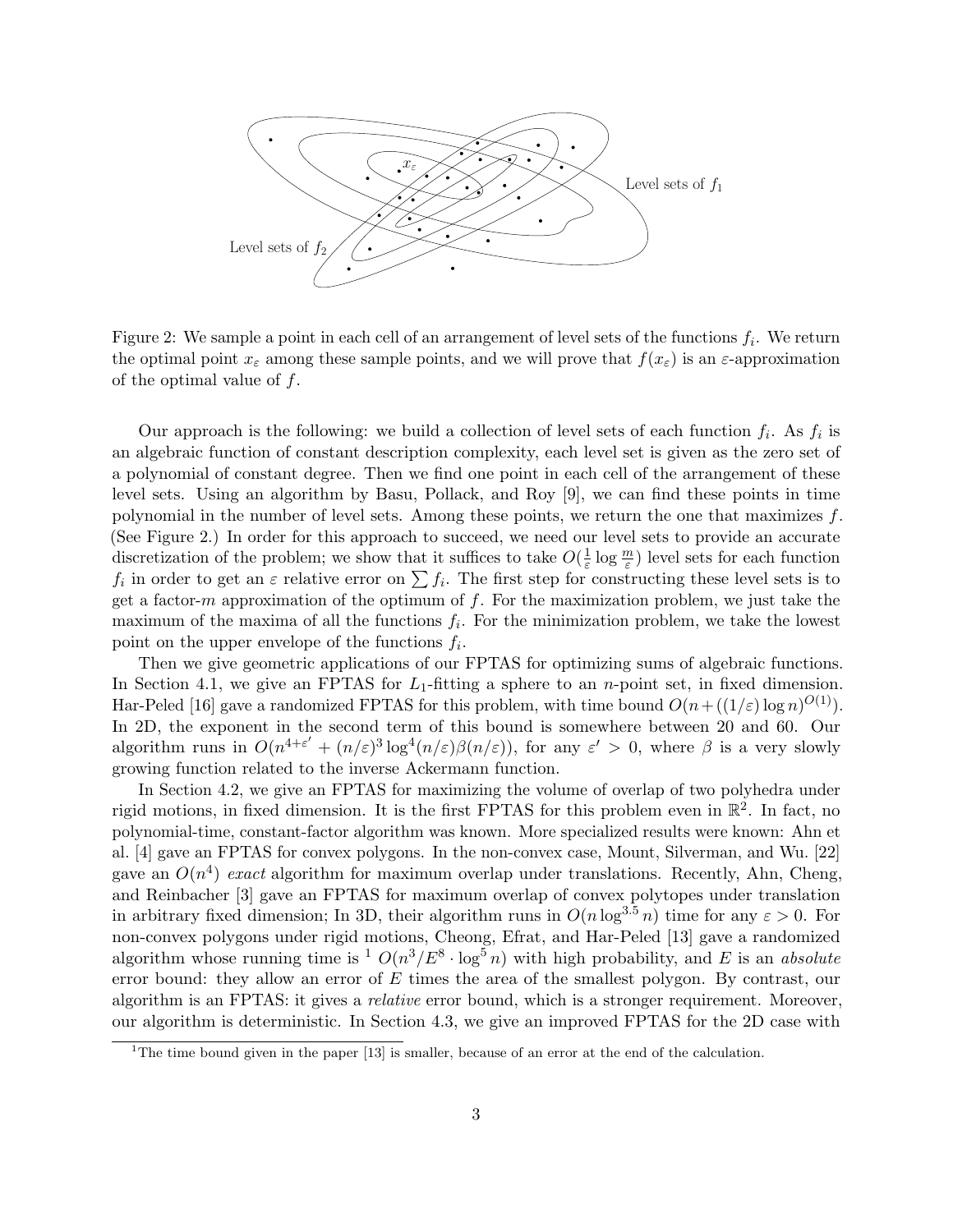Figure 2: We sample a point in each cell of an arrangement of level sets of the functions $f_i$. We return the optimal point $x_\varepsilon$ among these sample points, and we will prove that $f(x_\varepsilon)$ is an $\varepsilon$-approximation of the optimal value of $f$.

Our approach is the following: we build a collection of level sets of each function $f_i$. As $f_i$ is an algebraic function of constant description complexity, each level set is given as the zero set of a polynomial of constant degree. Then we find one point in each cell of the arrangement of these level sets. Using an algorithm by Basu, Pollack, and Roy [9], we can find these points in time polynomial in the number of level sets. Among these points, we return the one that maximizes $f$. (See Figure 2.) In order for this approach to succeed, we need our level sets to provide an accurate discretization of the problem; we show that it suffices to take $O(\frac{1}{\varepsilon}\log\frac{m}{\varepsilon})$ level sets for each function $f_i$ in order to get an $\varepsilon$ relative error on $\sum f_i$. The first step for constructing these level sets is to get a factor-$m$ approximation of the optimum of $f$. For the maximization problem, we just take the maximum of the maxima of all the functions $f_i$. For the minimization problem, we take the lowest point on the upper envelope of the functions $f_i$.

Then we give geometric applications of our FPTAS for optimizing sums of algebraic functions. In Section 4.1, we give an FPTAS for $L_1$-fitting a sphere to an $n$-point set, in fixed dimension. Har-Peled [16] gave a randomized FPTAS for this problem, with time bound $O(n+((1/\varepsilon)\log n)^{O(1)})$. In 2D, the exponent in the second term of this bound is somewhere between 20 and 60. Our algorithm runs in $O(n^{4+\varepsilon'}+(n/\varepsilon)^3\log^4(n/\varepsilon)\beta(n/\varepsilon))$, for any $\varepsilon'>0$, where $\beta$ is a very slowly growing function related to the inverse Ackermann function.

In Section 4.2, we give an FPTAS for maximizing the volume of overlap of two polyhedra under rigid motions, in fixed dimension. It is the first FPTAS for this problem even in $\mathbb{R}^2$. In fact, no polynomial-time, constant-factor algorithm was known. More specialized results were known: Ahn et al. [4] gave an FPTAS for convex polygons. In the non-convex case, Mount, Silverman, and Wu. [22] gave an $O(n^4)$ *exact* algorithm for maximum overlap under translations. Recently, Ahn, Cheng, and Reinbacher [3] gave an FPTAS for maximum overlap of convex polytopes under translation in arbitrary fixed dimension; In 3D, their algorithm runs in $O(n\log^{3.5} n)$ time for any $\varepsilon>0$. For non-convex polygons under rigid motions, Cheong, Efrat, and Har-Peled [13] gave a randomized algorithm whose running time is [1] $O(n^3/E^8\cdot\log^5 n)$ with high probability, and $E$ is an *absolute* error bound: they allow an error of $E$ times the area of the smallest polygon. By contrast, our algorithm is an FPTAS: it gives a *relative* error bound, which is a stronger requirement. Moreover, our algorithm is deterministic. In Section 4.3, we give an improved FPTAS for the 2D case with

[1] The time bound given in the paper [13] is smaller, because of an error at the end of the calculation.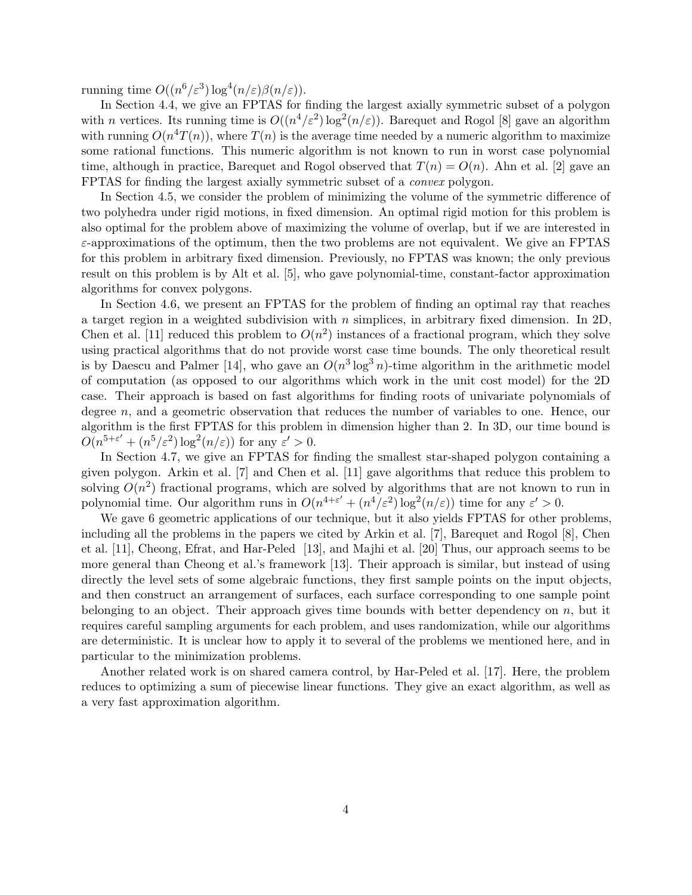running time $O((n^6/\varepsilon^3)\log^4(n/\varepsilon)\beta(n/\varepsilon))$.

In Section 4.4, we give an FPTAS for finding the largest axially symmetric subset of a polygon with $n$ vertices. Its running time is $O((n^4/\varepsilon^2)\log^2(n/\varepsilon))$. Barequet and Rogol [8] gave an algorithm with running $O(n^4 T(n))$, where $T(n)$ is the average time needed by a numeric algorithm to maximize some rational functions. This numeric algorithm is not known to run in worst case polynomial time, although in practice, Barequet and Rogol observed that $T(n) = O(n)$. Ahn et al. [2] gave an FPTAS for finding the largest axially symmetric subset of a *convex* polygon.

In Section 4.5, we consider the problem of minimizing the volume of the symmetric difference of two polyhedra under rigid motions, in fixed dimension. An optimal rigid motion for this problem is also optimal for the problem above of maximizing the volume of overlap, but if we are interested in $\varepsilon$-approximations of the optimum, then the two problems are not equivalent. We give an FPTAS for this problem in arbitrary fixed dimension. Previously, no FPTAS was known; the only previous result on this problem is by Alt et al. [5], who gave polynomial-time, constant-factor approximation algorithms for convex polygons.

In Section 4.6, we present an FPTAS for the problem of finding an optimal ray that reaches a target region in a weighted subdivision with $n$ simplices, in arbitrary fixed dimension. In 2D, Chen et al. [11] reduced this problem to $O(n^2)$ instances of a fractional program, which they solve using practical algorithms that do not provide worst case time bounds. The only theoretical result is by Daescu and Palmer [14], who gave an $O(n^3 \log^3 n)$-time algorithm in the arithmetic model of computation (as opposed to our algorithms which work in the unit cost model) for the 2D case. Their approach is based on fast algorithms for finding roots of univariate polynomials of degree $n$, and a geometric observation that reduces the number of variables to one. Hence, our algorithm is the first FPTAS for this problem in dimension higher than 2. In 3D, our time bound is $O(n^{5+\varepsilon'} + (n^5/\varepsilon^2)\log^2(n/\varepsilon))$ for any $\varepsilon' > 0$.

In Section 4.7, we give an FPTAS for finding the smallest star-shaped polygon containing a given polygon. Arkin et al. [7] and Chen et al. [11] gave algorithms that reduce this problem to solving $O(n^2)$ fractional programs, which are solved by algorithms that are not known to run in polynomial time. Our algorithm runs in $O(n^{4+\varepsilon'} + (n^4/\varepsilon^2)\log^2(n/\varepsilon))$ time for any $\varepsilon' > 0$.

We gave 6 geometric applications of our technique, but it also yields FPTAS for other problems, including all the problems in the papers we cited by Arkin et al. [7], Barequet and Rogol [8], Chen et al. [11], Cheong, Efrat, and Har-Peled [13], and Majhi et al. [20] Thus, our approach seems to be more general than Cheong et al.'s framework [13]. Their approach is similar, but instead of using directly the level sets of some algebraic functions, they first sample points on the input objects, and then construct an arrangement of surfaces, each surface corresponding to one sample point belonging to an object. Their approach gives time bounds with better dependency on $n$, but it requires careful sampling arguments for each problem, and uses randomization, while our algorithms are deterministic. It is unclear how to apply it to several of the problems we mentioned here, and in particular to the minimization problems.

Another related work is on shared camera control, by Har-Peled et al. [17]. Here, the problem reduces to optimizing a sum of piecewise linear functions. They give an exact algorithm, as well as a very fast approximation algorithm.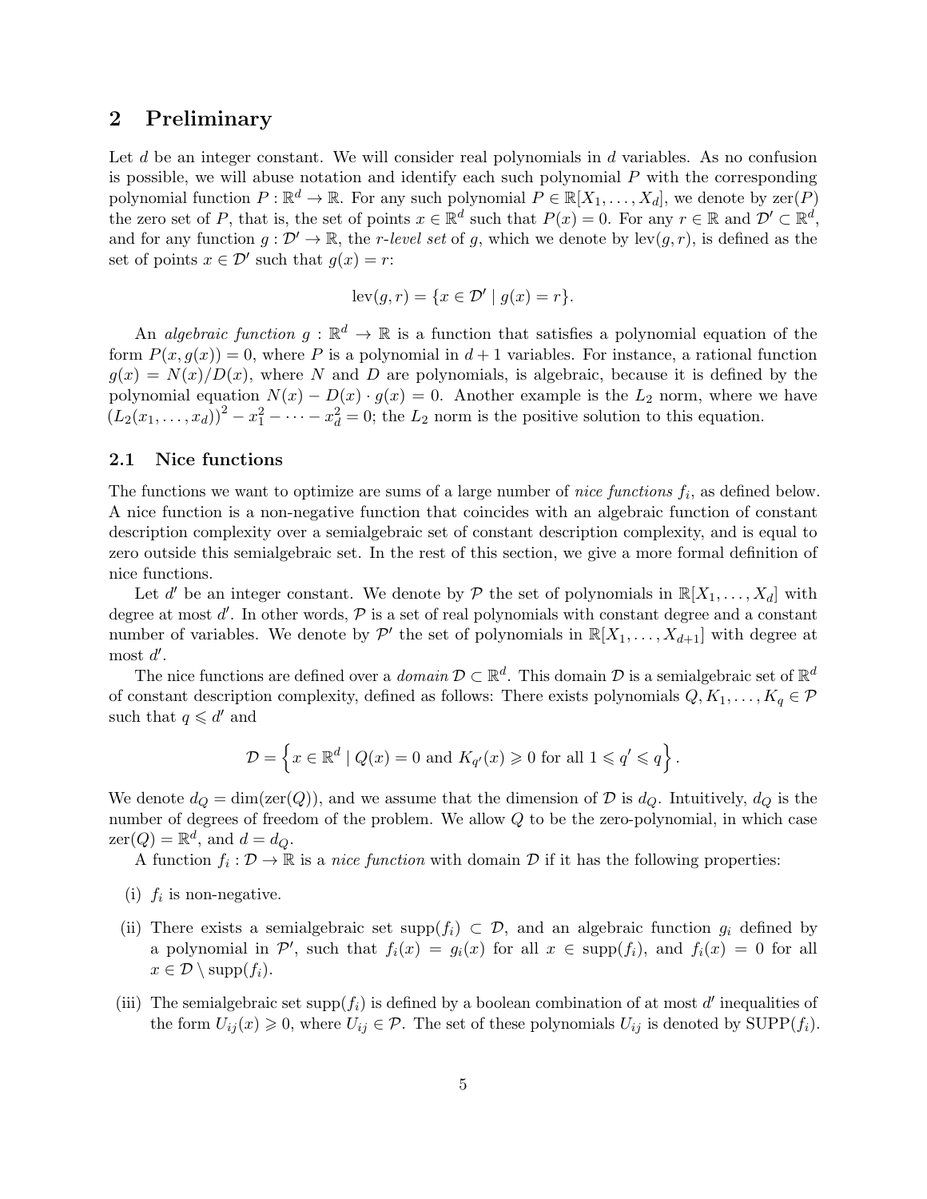## 2 Preliminary

Let $d$ be an integer constant. We will consider real polynomials in $d$ variables. As no confusion is possible, we will abuse notation and identify each such polynomial $P$ with the corresponding polynomial function $P : \mathbb{R}^d \to \mathbb{R}$. For any such polynomial $P \in \mathbb{R}[X_1, \dots, X_d]$, we denote by $\mathrm{zer}(P)$ the zero set of $P$, that is, the set of points $x \in \mathbb{R}^d$ such that $P(x) = 0$. For any $r \in \mathbb{R}$ and $\mathcal{D}' \subset \mathbb{R}^d$, and for any function $g : \mathcal{D}' \to \mathbb{R}$, the *r-level set* of $g$, which we denote by $\mathrm{lev}(g, r)$, is defined as the set of points $x \in \mathcal{D}'$ such that $g(x) = r$:

$$\mathrm{lev}(g, r) = \{x \in \mathcal{D}' \mid g(x) = r\}.$$

An *algebraic function* $g : \mathbb{R}^d \to \mathbb{R}$ is a function that satisfies a polynomial equation of the form $P(x, g(x)) = 0$, where $P$ is a polynomial in $d + 1$ variables. For instance, a rational function $g(x) = N(x)/D(x)$, where $N$ and $D$ are polynomials, is algebraic, because it is defined by the polynomial equation $N(x) - D(x) \cdot g(x) = 0$. Another example is the $L_2$ norm, where we have $(L_2(x_1, \dots, x_d))^2 - x_1^2 - \cdots - x_d^2 = 0$; the $L_2$ norm is the positive solution to this equation.

### 2.1 Nice functions

The functions we want to optimize are sums of a large number of *nice functions* $f_i$, as defined below. A nice function is a non-negative function that coincides with an algebraic function of constant description complexity over a semialgebraic set of constant description complexity, and is equal to zero outside this semialgebraic set. In the rest of this section, we give a more formal definition of nice functions.

Let $d'$ be an integer constant. We denote by $\mathcal{P}$ the set of polynomials in $\mathbb{R}[X_1, \dots, X_d]$ with degree at most $d'$. In other words, $\mathcal{P}$ is a set of real polynomials with constant degree and a constant number of variables. We denote by $\mathcal{P}'$ the set of polynomials in $\mathbb{R}[X_1, \dots, X_{d+1}]$ with degree at most $d'$.

The nice functions are defined over a *domain* $\mathcal{D} \subset \mathbb{R}^d$. This domain $\mathcal{D}$ is a semialgebraic set of $\mathbb{R}^d$ of constant description complexity, defined as follows: There exists polynomials $Q, K_1, \dots, K_q \in \mathcal{P}$ such that $q \leqslant d'$ and

$$\mathcal{D} = \left\{ x \in \mathbb{R}^d \mid Q(x) = 0 \text{ and } K_{q'}(x) \geqslant 0 \text{ for all } 1 \leqslant q' \leqslant q \right\}.$$

We denote $d_Q = \dim(\mathrm{zer}(Q))$, and we assume that the dimension of $\mathcal{D}$ is $d_Q$. Intuitively, $d_Q$ is the number of degrees of freedom of the problem. We allow $Q$ to be the zero-polynomial, in which case $\mathrm{zer}(Q) = \mathbb{R}^d$, and $d = d_Q$.

A function $f_i : \mathcal{D} \to \mathbb{R}$ is a *nice function* with domain $\mathcal{D}$ if it has the following properties:

(i) $f_i$ is non-negative.

(ii) There exists a semialgebraic set $\mathrm{supp}(f_i) \subset \mathcal{D}$, and an algebraic function $g_i$ defined by a polynomial in $\mathcal{P}'$, such that $f_i(x) = g_i(x)$ for all $x \in \mathrm{supp}(f_i)$, and $f_i(x) = 0$ for all $x \in \mathcal{D} \setminus \mathrm{supp}(f_i)$.

(iii) The semialgebraic set $\mathrm{supp}(f_i)$ is defined by a boolean combination of at most $d'$ inequalities of the form $U_{ij}(x) \geqslant 0$, where $U_{ij} \in \mathcal{P}$. The set of these polynomials $U_{ij}$ is denoted by $\mathrm{SUPP}(f_i)$.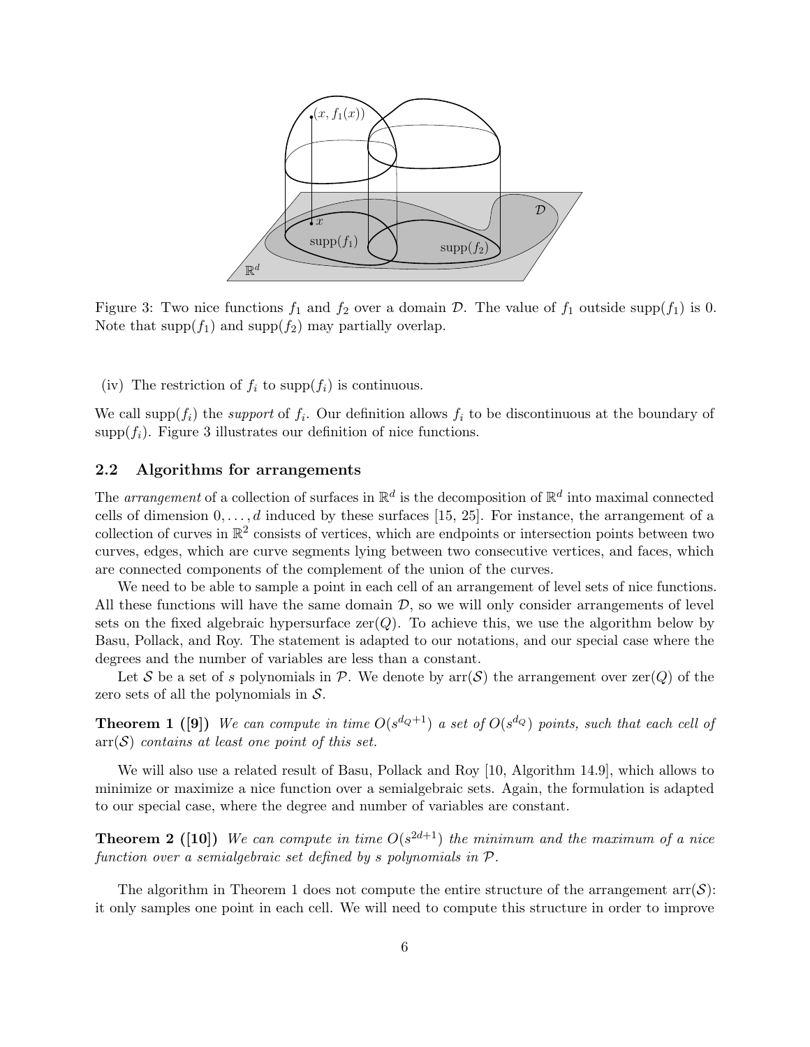Figure 3: Two nice functions $f_1$ and $f_2$ over a domain $\mathcal{D}$. The value of $f_1$ outside $\text{supp}(f_1)$ is 0. Note that $\text{supp}(f_1)$ and $\text{supp}(f_2)$ may partially overlap.

(iv) The restriction of $f_i$ to $\text{supp}(f_i)$ is continuous.

We call $\text{supp}(f_i)$ the *support* of $f_i$. Our definition allows $f_i$ to be discontinuous at the boundary of $\text{supp}(f_i)$. Figure 3 illustrates our definition of nice functions.

## 2.2 Algorithms for arrangements

The *arrangement* of a collection of surfaces in $\mathbb{R}^d$ is the decomposition of $\mathbb{R}^d$ into maximal connected cells of dimension $0, \ldots, d$ induced by these surfaces [15, 25]. For instance, the arrangement of a collection of curves in $\mathbb{R}^2$ consists of vertices, which are endpoints or intersection points between two curves, edges, which are curve segments lying between two consecutive vertices, and faces, which are connected components of the complement of the union of the curves.

We need to be able to sample a point in each cell of an arrangement of level sets of nice functions. All these functions will have the same domain $\mathcal{D}$, so we will only consider arrangements of level sets on the fixed algebraic hypersurface $\text{zer}(Q)$. To achieve this, we use the algorithm below by Basu, Pollack, and Roy. The statement is adapted to our notations, and our special case where the degrees and the number of variables are less than a constant.

Let $\mathcal{S}$ be a set of $s$ polynomials in $\mathcal{P}$. We denote by $\text{arr}(\mathcal{S})$ the arrangement over $\text{zer}(Q)$ of the zero sets of all the polynomials in $\mathcal{S}$.

**Theorem 1 ([9])** *We can compute in time $O(s^{d_Q+1})$ a set of $O(s^{d_Q})$ points, such that each cell of $\text{arr}(\mathcal{S})$ contains at least one point of this set.*

We will also use a related result of Basu, Pollack and Roy [10, Algorithm 14.9], which allows to minimize or maximize a nice function over a semialgebraic sets. Again, the formulation is adapted to our special case, where the degree and number of variables are constant.

**Theorem 2 ([10])** *We can compute in time $O(s^{2d+1})$ the minimum and the maximum of a nice function over a semialgebraic set defined by $s$ polynomials in $\mathcal{P}$.*

The algorithm in Theorem 1 does not compute the entire structure of the arrangement $\text{arr}(\mathcal{S})$: it only samples one point in each cell. We will need to compute this structure in order to improve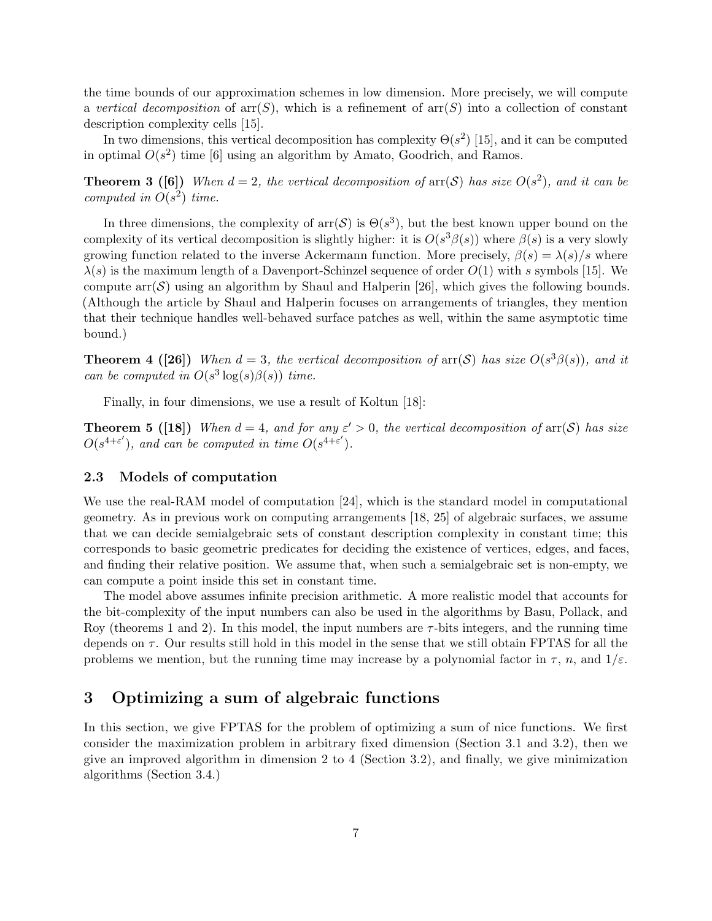the time bounds of our approximation schemes in low dimension. More precisely, we will compute a *vertical decomposition* of $\text{arr}(S)$, which is a refinement of $\text{arr}(S)$ into a collection of constant description complexity cells [15].

In two dimensions, this vertical decomposition has complexity $\Theta(s^2)$ [15], and it can be computed in optimal $O(s^2)$ time [6] using an algorithm by Amato, Goodrich, and Ramos.

**Theorem 3 ([6])** *When $d = 2$, the vertical decomposition of $\text{arr}(\mathcal{S})$ has size $O(s^2)$, and it can be computed in $O(s^2)$ time.*

In three dimensions, the complexity of $\text{arr}(\mathcal{S})$ is $\Theta(s^3)$, but the best known upper bound on the complexity of its vertical decomposition is slightly higher: it is $O(s^3\beta(s))$ where $\beta(s)$ is a very slowly growing function related to the inverse Ackermann function. More precisely, $\beta(s) = \lambda(s)/s$ where $\lambda(s)$ is the maximum length of a Davenport-Schinzel sequence of order $O(1)$ with $s$ symbols [15]. We compute $\text{arr}(\mathcal{S})$ using an algorithm by Shaul and Halperin [26], which gives the following bounds. (Although the article by Shaul and Halperin focuses on arrangements of triangles, they mention that their technique handles well-behaved surface patches as well, within the same asymptotic time bound.)

**Theorem 4 ([26])** *When $d = 3$, the vertical decomposition of $\text{arr}(\mathcal{S})$ has size $O(s^3\beta(s))$, and it can be computed in $O(s^3 \log(s)\beta(s))$ time.*

Finally, in four dimensions, we use a result of Koltun [18]:

**Theorem 5 ([18])** *When $d = 4$, and for any $\varepsilon' > 0$, the vertical decomposition of $\text{arr}(\mathcal{S})$ has size $O(s^{4+\varepsilon'})$, and can be computed in time $O(s^{4+\varepsilon'})$.*

### 2.3 Models of computation

We use the real-RAM model of computation [24], which is the standard model in computational geometry. As in previous work on computing arrangements [18, 25] of algebraic surfaces, we assume that we can decide semialgebraic sets of constant description complexity in constant time; this corresponds to basic geometric predicates for deciding the existence of vertices, edges, and faces, and finding their relative position. We assume that, when such a semialgebraic set is non-empty, we can compute a point inside this set in constant time.

The model above assumes infinite precision arithmetic. A more realistic model that accounts for the bit-complexity of the input numbers can also be used in the algorithms by Basu, Pollack, and Roy (theorems 1 and 2). In this model, the input numbers are $\tau$-bits integers, and the running time depends on $\tau$. Our results still hold in this model in the sense that we still obtain FPTAS for all the problems we mention, but the running time may increase by a polynomial factor in $\tau$, $n$, and $1/\varepsilon$.

## 3 Optimizing a sum of algebraic functions

In this section, we give FPTAS for the problem of optimizing a sum of nice functions. We first consider the maximization problem in arbitrary fixed dimension (Section 3.1 and 3.2), then we give an improved algorithm in dimension 2 to 4 (Section 3.2), and finally, we give minimization algorithms (Section 3.4.)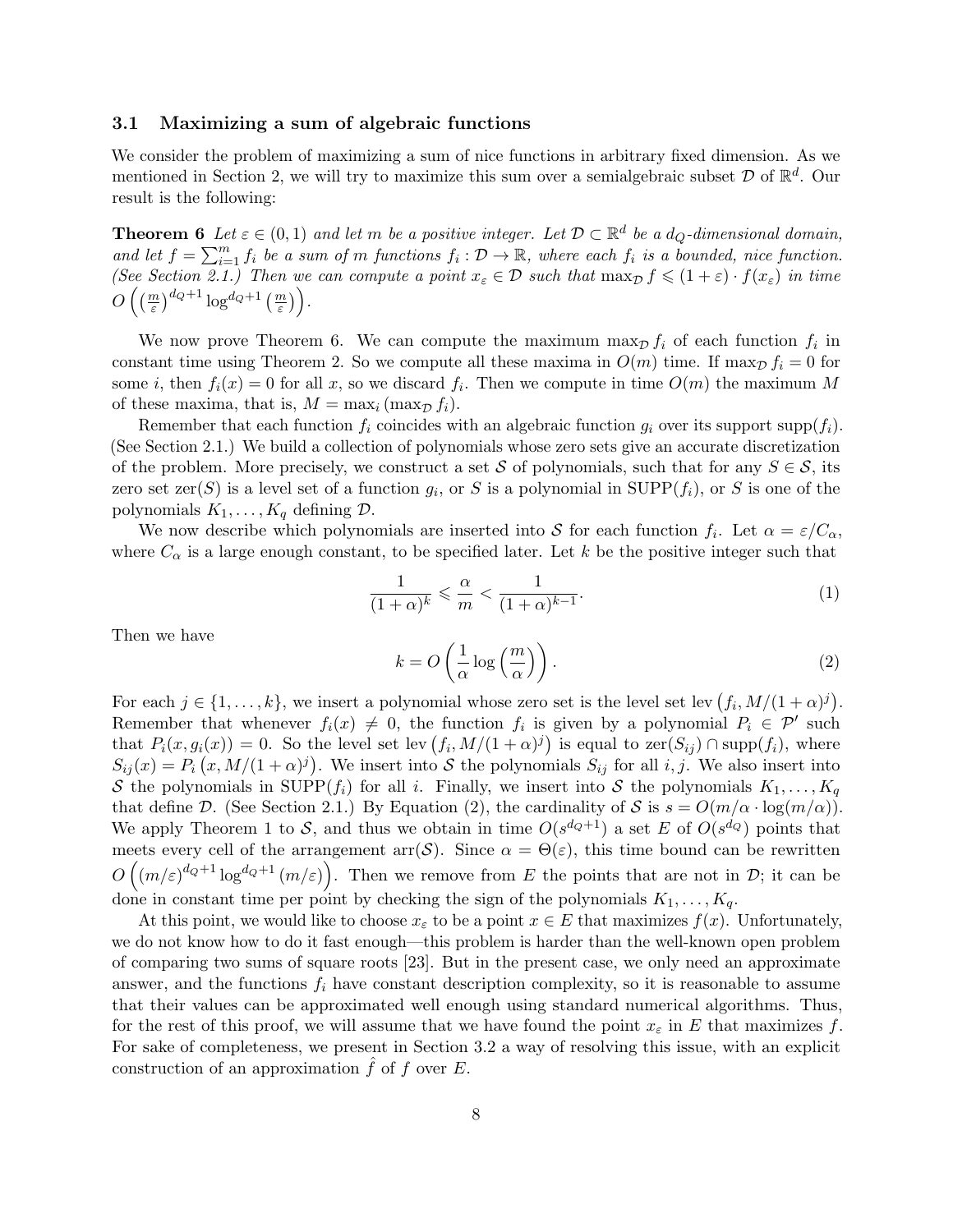### 3.1 Maximizing a sum of algebraic functions

We consider the problem of maximizing a sum of nice functions in arbitrary fixed dimension. As we mentioned in Section 2, we will try to maximize this sum over a semialgebraic subset $\mathcal{D}$ of $\mathbb{R}^d$. Our result is the following:

**Theorem 6** *Let $\varepsilon \in (0,1)$ and let $m$ be a positive integer. Let $\mathcal{D} \subset \mathbb{R}^d$ be a $d_Q$-dimensional domain, and let $f = \sum_{i=1}^m f_i$ be a sum of $m$ functions $f_i : \mathcal{D} \to \mathbb{R}$, where each $f_i$ is a bounded, nice function. (See Section 2.1.) Then we can compute a point $x_\varepsilon \in \mathcal{D}$ such that $\max_{\mathcal{D}} f \leqslant (1+\varepsilon) \cdot f(x_\varepsilon)$ in time $O\left(\left(\frac{m}{\varepsilon}\right)^{d_Q+1} \log^{d_Q+1}\left(\frac{m}{\varepsilon}\right)\right)$.*

We now prove Theorem 6. We can compute the maximum $\max_{\mathcal{D}} f_i$ of each function $f_i$ in constant time using Theorem 2. So we compute all these maxima in $O(m)$ time. If $\max_{\mathcal{D}} f_i = 0$ for some $i$, then $f_i(x) = 0$ for all $x$, so we discard $f_i$. Then we compute in time $O(m)$ the maximum $M$ of these maxima, that is, $M = \max_i (\max_{\mathcal{D}} f_i)$.

Remember that each function $f_i$ coincides with an algebraic function $g_i$ over its support $\text{supp}(f_i)$. (See Section 2.1.) We build a collection of polynomials whose zero sets give an accurate discretization of the problem. More precisely, we construct a set $\mathcal{S}$ of polynomials, such that for any $S \in \mathcal{S}$, its zero set $\text{zer}(S)$ is a level set of a function $g_i$, or $S$ is a polynomial in $\text{SUPP}(f_i)$, or $S$ is one of the polynomials $K_1, \ldots, K_q$ defining $\mathcal{D}$.

We now describe which polynomials are inserted into $\mathcal{S}$ for each function $f_i$. Let $\alpha = \varepsilon / C_\alpha$, where $C_\alpha$ is a large enough constant, to be specified later. Let $k$ be the positive integer such that

$$\frac{1}{(1+\alpha)^k} \leqslant \frac{\alpha}{m} < \frac{1}{(1+\alpha)^{k-1}}. \tag{1}$$

Then we have

$$k = O\left(\frac{1}{\alpha} \log\left(\frac{m}{\alpha}\right)\right). \tag{2}$$

For each $j \in \{1, \ldots, k\}$, we insert a polynomial whose zero set is the level set $\text{lev}\left(f_i, M/(1+\alpha)^j\right)$. Remember that whenever $f_i(x) \neq 0$, the function $f_i$ is given by a polynomial $P_i \in \mathcal{P}'$ such that $P_i(x, g_i(x)) = 0$. So the level set $\text{lev}\left(f_i, M/(1+\alpha)^j\right)$ is equal to $\text{zer}(S_{ij}) \cap \text{supp}(f_i)$, where $S_{ij}(x) = P_i\left(x, M/(1+\alpha)^j\right)$. We insert into $\mathcal{S}$ the polynomials $S_{ij}$ for all $i, j$. We also insert into $\mathcal{S}$ the polynomials in $\text{SUPP}(f_i)$ for all $i$. Finally, we insert into $\mathcal{S}$ the polynomials $K_1, \ldots, K_q$ that define $\mathcal{D}$. (See Section 2.1.) By Equation (2), the cardinality of $\mathcal{S}$ is $s = O(m/\alpha \cdot \log(m/\alpha))$. We apply Theorem 1 to $\mathcal{S}$, and thus we obtain in time $O(s^{d_Q+1})$ a set $E$ of $O(s^{d_Q})$ points that meets every cell of the arrangement $\text{arr}(\mathcal{S})$. Since $\alpha = \Theta(\varepsilon)$, this time bound can be rewritten $O\left((m/\varepsilon)^{d_Q+1} \log^{d_Q+1}(m/\varepsilon)\right)$. Then we remove from $E$ the points that are not in $\mathcal{D}$; it can be done in constant time per point by checking the sign of the polynomials $K_1, \ldots, K_q$.

At this point, we would like to choose $x_\varepsilon$ to be a point $x \in E$ that maximizes $f(x)$. Unfortunately, we do not know how to do it fast enough—this problem is harder than the well-known open problem of comparing two sums of square roots [23]. But in the present case, we only need an approximate answer, and the functions $f_i$ have constant description complexity, so it is reasonable to assume that their values can be approximated well enough using standard numerical algorithms. Thus, for the rest of this proof, we will assume that we have found the point $x_\varepsilon$ in $E$ that maximizes $f$. For sake of completeness, we present in Section 3.2 a way of resolving this issue, with an explicit construction of an approximation $\hat{f}$ of $f$ over $E$.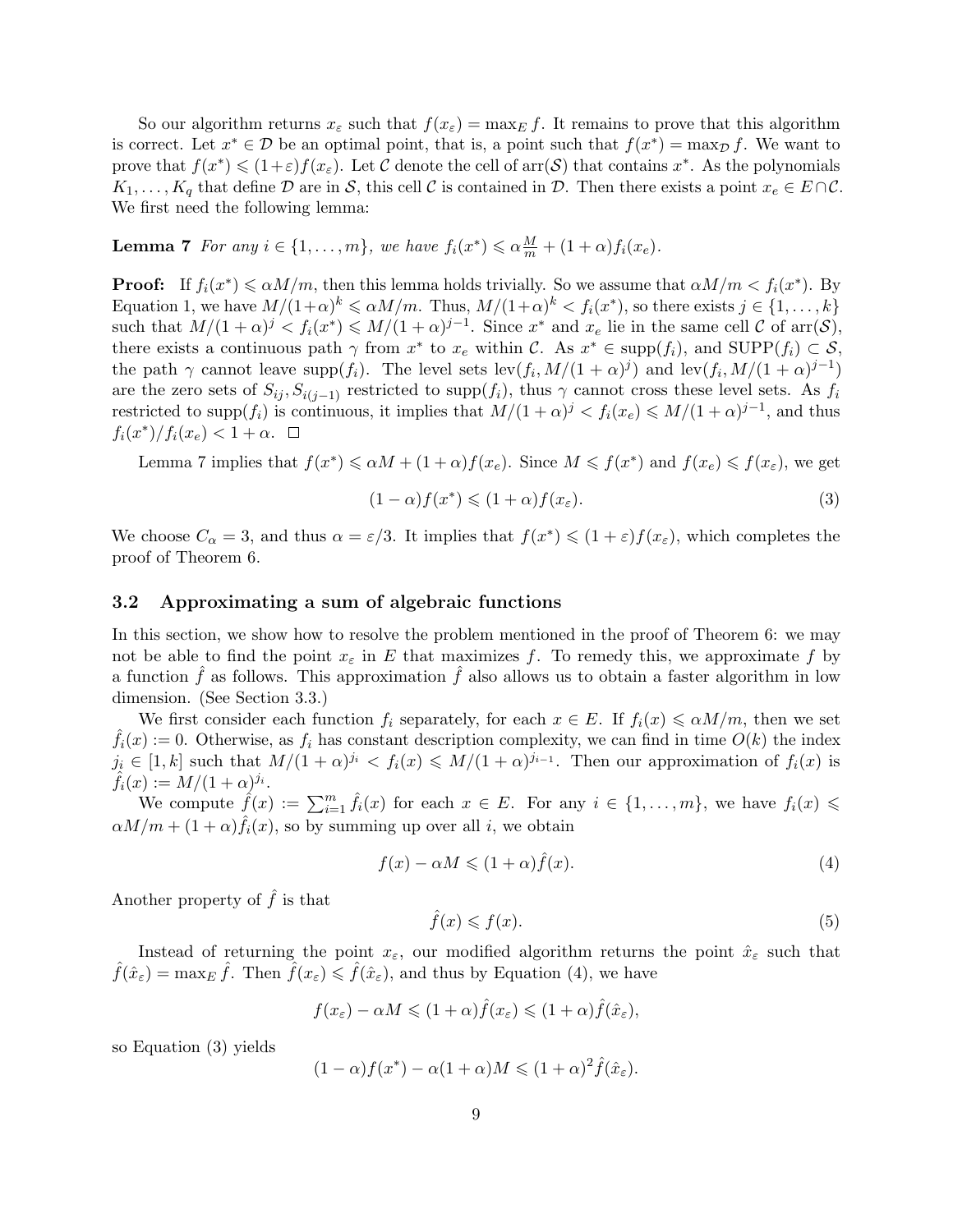So our algorithm returns $x_\varepsilon$ such that $f(x_\varepsilon) = \max_E f$. It remains to prove that this algorithm is correct. Let $x^* \in \mathcal{D}$ be an optimal point, that is, a point such that $f(x^*) = \max_{\mathcal{D}} f$. We want to prove that $f(x^*) \leqslant (1+\varepsilon) f(x_\varepsilon)$. Let $\mathcal{C}$ denote the cell of $\text{arr}(\mathcal{S})$ that contains $x^*$. As the polynomials $K_1, \ldots, K_q$ that define $\mathcal{D}$ are in $\mathcal{S}$, this cell $\mathcal{C}$ is contained in $\mathcal{D}$. Then there exists a point $x_e \in E \cap \mathcal{C}$. We first need the following lemma:

**Lemma 7** *For any $i \in \{1, \ldots, m\}$, we have $f_i(x^*) \leqslant \alpha \frac{M}{m} + (1+\alpha) f_i(x_e)$.*

**Proof:** If $f_i(x^*) \leqslant \alpha M/m$, then this lemma holds trivially. So we assume that $\alpha M/m < f_i(x^*)$. By Equation 1, we have $M/(1+\alpha)^k \leqslant \alpha M/m$. Thus, $M/(1+\alpha)^k < f_i(x^*)$, so there exists $j \in \{1, \ldots, k\}$ such that $M/(1+\alpha)^j < f_i(x^*) \leqslant M/(1+\alpha)^{j-1}$. Since $x^*$ and $x_e$ lie in the same cell $\mathcal{C}$ of $\text{arr}(\mathcal{S})$, there exists a continuous path $\gamma$ from $x^*$ to $x_e$ within $\mathcal{C}$. As $x^* \in \text{supp}(f_i)$, and $\text{SUPP}(f_i) \subset \mathcal{S}$, the path $\gamma$ cannot leave $\text{supp}(f_i)$. The level sets $\text{lev}(f_i, M/(1+\alpha)^j)$ and $\text{lev}(f_i, M/(1+\alpha)^{j-1})$ are the zero sets of $S_{ij}, S_{i(j-1)}$ restricted to $\text{supp}(f_i)$, thus $\gamma$ cannot cross these level sets. As $f_i$ restricted to $\text{supp}(f_i)$ is continuous, it implies that $M/(1+\alpha)^j < f_i(x_e) \leqslant M/(1+\alpha)^{j-1}$, and thus $f_i(x^*)/f_i(x_e) < 1 + \alpha$. $\square$

Lemma 7 implies that $f(x^*) \leqslant \alpha M + (1+\alpha) f(x_e)$. Since $M \leqslant f(x^*)$ and $f(x_e) \leqslant f(x_\varepsilon)$, we get

$$(1-\alpha) f(x^*) \leqslant (1+\alpha) f(x_\varepsilon). \tag{3}$$

We choose $C_\alpha = 3$, and thus $\alpha = \varepsilon/3$. It implies that $f(x^*) \leqslant (1+\varepsilon) f(x_\varepsilon)$, which completes the proof of Theorem 6.

### 3.2 Approximating a sum of algebraic functions

In this section, we show how to resolve the problem mentioned in the proof of Theorem 6: we may not be able to find the point $x_\varepsilon$ in $E$ that maximizes $f$. To remedy this, we approximate $f$ by a function $\hat{f}$ as follows. This approximation $\hat{f}$ also allows us to obtain a faster algorithm in low dimension. (See Section 3.3.)

We first consider each function $f_i$ separately, for each $x \in E$. If $f_i(x) \leqslant \alpha M/m$, then we set $\hat{f}_i(x) := 0$. Otherwise, as $f_i$ has constant description complexity, we can find in time $O(k)$ the index $j_i \in [1, k]$ such that $M/(1+\alpha)^{j_i} < f_i(x) \leqslant M/(1+\alpha)^{j_i - 1}$. Then our approximation of $f_i(x)$ is $\hat{f}_i(x) := M/(1+\alpha)^{j_i}$.

We compute $\hat{f}(x) := \sum_{i=1}^m \hat{f}_i(x)$ for each $x \in E$. For any $i \in \{1, \ldots, m\}$, we have $f_i(x) \leqslant \alpha M/m + (1+\alpha)\hat{f}_i(x)$, so by summing up over all $i$, we obtain

$$f(x) - \alpha M \leqslant (1+\alpha) \hat{f}(x). \tag{4}$$

Another property of $\hat{f}$ is that

$$\hat{f}(x) \leqslant f(x). \tag{5}$$

Instead of returning the point $x_\varepsilon$, our modified algorithm returns the point $\hat{x}_\varepsilon$ such that $\hat{f}(\hat{x}_\varepsilon) = \max_E \hat{f}$. Then $\hat{f}(x_\varepsilon) \leqslant \hat{f}(\hat{x}_\varepsilon)$, and thus by Equation (4), we have

$$f(x_\varepsilon) - \alpha M \leqslant (1+\alpha)\hat{f}(x_\varepsilon) \leqslant (1+\alpha)\hat{f}(\hat{x}_\varepsilon),$$

so Equation (3) yields

$$(1-\alpha) f(x^*) - \alpha(1+\alpha) M \leqslant (1+\alpha)^2 \hat{f}(\hat{x}_\varepsilon).$$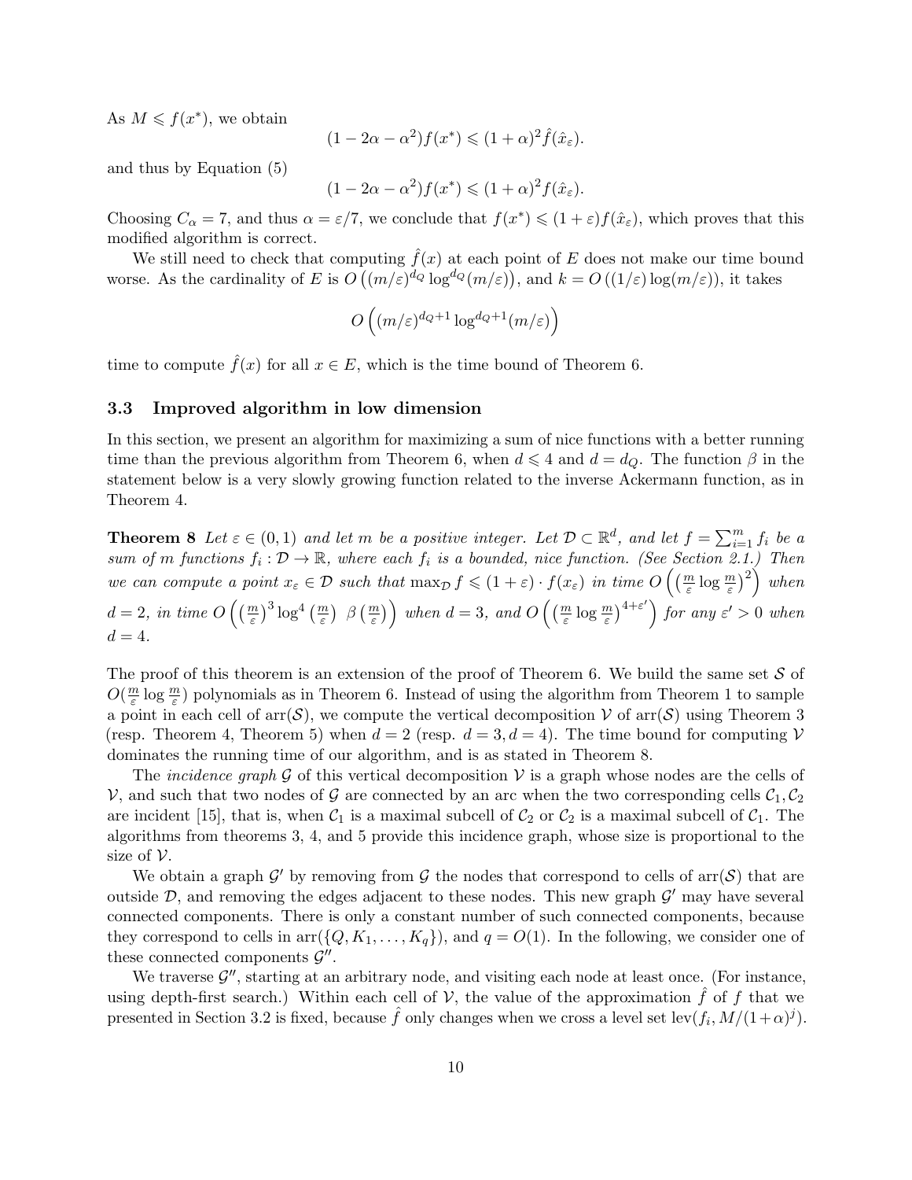As $M \leqslant f(x^*)$, we obtain

$$(1 - 2\alpha - \alpha^2) f(x^*) \leqslant (1 + \alpha)^2 \hat{f}(\hat{x}_\varepsilon).$$

and thus by Equation (5)

$$(1 - 2\alpha - \alpha^2) f(x^*) \leqslant (1 + \alpha)^2 f(\hat{x}_\varepsilon).$$

Choosing $C_\alpha = 7$, and thus $\alpha = \varepsilon/7$, we conclude that $f(x^*) \leqslant (1+\varepsilon) f(\hat{x}_\varepsilon)$, which proves that this modified algorithm is correct.

We still need to check that computing $\hat{f}(x)$ at each point of $E$ does not make our time bound worse. As the cardinality of $E$ is $O\left((m/\varepsilon)^{d_Q} \log^{d_Q}(m/\varepsilon)\right)$, and $k = O\left((1/\varepsilon)\log(m/\varepsilon)\right)$, it takes

$$O\left((m/\varepsilon)^{d_Q+1} \log^{d_Q+1}(m/\varepsilon)\right)$$

time to compute $\hat{f}(x)$ for all $x \in E$, which is the time bound of Theorem 6.

### 3.3 Improved algorithm in low dimension

In this section, we present an algorithm for maximizing a sum of nice functions with a better running time than the previous algorithm from Theorem 6, when $d \leqslant 4$ and $d = d_Q$. The function $\beta$ in the statement below is a very slowly growing function related to the inverse Ackermann function, as in Theorem 4.

**Theorem 8** *Let $\varepsilon \in (0,1)$ and let $m$ be a positive integer. Let $\mathcal{D} \subset \mathbb{R}^d$, and let $f = \sum_{i=1}^m f_i$ be a sum of $m$ functions $f_i : \mathcal{D} \to \mathbb{R}$, where each $f_i$ is a bounded, nice function. (See Section 2.1.) Then we can compute a point $x_\varepsilon \in \mathcal{D}$ such that $\max_{\mathcal{D}} f \leqslant (1+\varepsilon)\cdot f(x_\varepsilon)$ in time $O\left(\left(\frac{m}{\varepsilon}\log\frac{m}{\varepsilon}\right)^2\right)$ when $d = 2$, in time $O\left(\left(\frac{m}{\varepsilon}\right)^3 \log^4\left(\frac{m}{\varepsilon}\right)\ \beta\left(\frac{m}{\varepsilon}\right)\right)$ when $d = 3$, and $O\left(\left(\frac{m}{\varepsilon}\log\frac{m}{\varepsilon}\right)^{4+\varepsilon'}\right)$ for any $\varepsilon' > 0$ when $d = 4$.*

The proof of this theorem is an extension of the proof of Theorem 6. We build the same set $\mathcal{S}$ of $O(\frac{m}{\varepsilon}\log\frac{m}{\varepsilon})$ polynomials as in Theorem 6. Instead of using the algorithm from Theorem 1 to sample a point in each cell of $\text{arr}(\mathcal{S})$, we compute the vertical decomposition $\mathcal{V}$ of $\text{arr}(\mathcal{S})$ using Theorem 3 (resp. Theorem 4, Theorem 5) when $d = 2$ (resp. $d = 3, d = 4$). The time bound for computing $\mathcal{V}$ dominates the running time of our algorithm, and is as stated in Theorem 8.

The *incidence graph* $\mathcal{G}$ of this vertical decomposition $\mathcal{V}$ is a graph whose nodes are the cells of $\mathcal{V}$, and such that two nodes of $\mathcal{G}$ are connected by an arc when the two corresponding cells $\mathcal{C}_1, \mathcal{C}_2$ are incident [15], that is, when $\mathcal{C}_1$ is a maximal subcell of $\mathcal{C}_2$ or $\mathcal{C}_2$ is a maximal subcell of $\mathcal{C}_1$. The algorithms from theorems 3, 4, and 5 provide this incidence graph, whose size is proportional to the size of $\mathcal{V}$.

We obtain a graph $\mathcal{G}'$ by removing from $\mathcal{G}$ the nodes that correspond to cells of $\text{arr}(\mathcal{S})$ that are outside $\mathcal{D}$, and removing the edges adjacent to these nodes. This new graph $\mathcal{G}'$ may have several connected components. There is only a constant number of such connected components, because they correspond to cells in $\text{arr}(\{Q, K_1, \ldots, K_q\})$, and $q = O(1)$. In the following, we consider one of these connected components $\mathcal{G}''$.

We traverse $\mathcal{G}''$, starting at an arbitrary node, and visiting each node at least once. (For instance, using depth-first search.) Within each cell of $\mathcal{V}$, the value of the approximation $\hat{f}$ of $f$ that we presented in Section 3.2 is fixed, because $\hat{f}$ only changes when we cross a level set $\text{lev}(f_i, M/(1+\alpha)^j)$.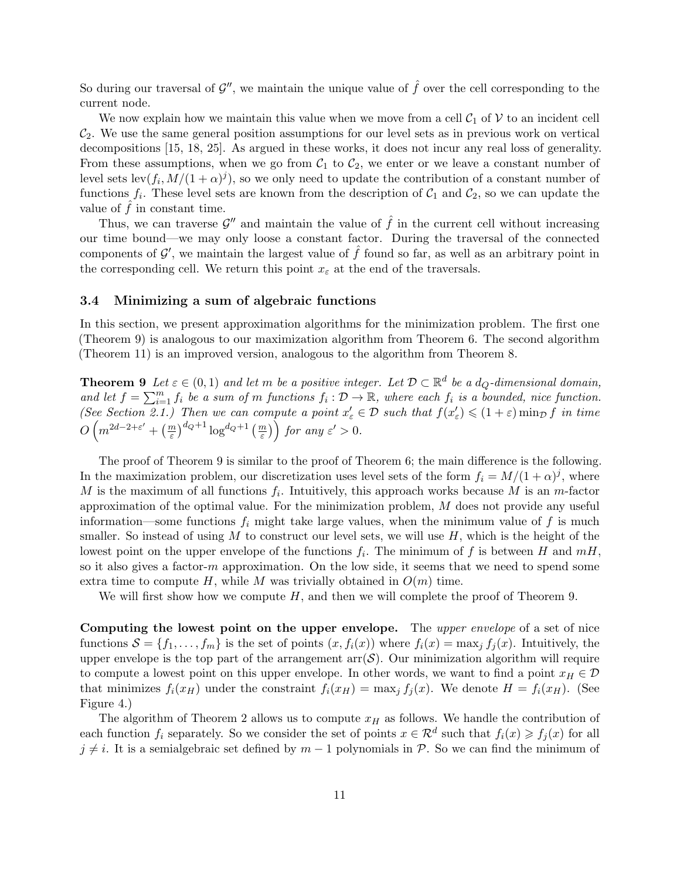So during our traversal of $\mathcal{G}''$, we maintain the unique value of $\hat{f}$ over the cell corresponding to the current node.

We now explain how we maintain this value when we move from a cell $\mathcal{C}_1$ of $\mathcal{V}$ to an incident cell $\mathcal{C}_2$. We use the same general position assumptions for our level sets as in previous work on vertical decompositions [15, 18, 25]. As argued in these works, it does not incur any real loss of generality. From these assumptions, when we go from $\mathcal{C}_1$ to $\mathcal{C}_2$, we enter or we leave a constant number of level sets $\text{lev}(f_i, M/(1+\alpha)^j)$, so we only need to update the contribution of a constant number of functions $f_i$. These level sets are known from the description of $\mathcal{C}_1$ and $\mathcal{C}_2$, so we can update the value of $\hat{f}$ in constant time.

Thus, we can traverse $\mathcal{G}''$ and maintain the value of $\hat{f}$ in the current cell without increasing our time bound—we may only loose a constant factor. During the traversal of the connected components of $\mathcal{G}'$, we maintain the largest value of $\hat{f}$ found so far, as well as an arbitrary point in the corresponding cell. We return this point $x_\varepsilon$ at the end of the traversals.

### 3.4 Minimizing a sum of algebraic functions

In this section, we present approximation algorithms for the minimization problem. The first one (Theorem 9) is analogous to our maximization algorithm from Theorem 6. The second algorithm (Theorem 11) is an improved version, analogous to the algorithm from Theorem 8.

**Theorem 9** *Let $\varepsilon \in (0,1)$ and let $m$ be a positive integer. Let $\mathcal{D} \subset \mathbb{R}^d$ be a $d_Q$-dimensional domain, and let $f = \sum_{i=1}^m f_i$ be a sum of $m$ functions $f_i : \mathcal{D} \to \mathbb{R}$, where each $f_i$ is a bounded, nice function. (See Section 2.1.) Then we can compute a point $x'_\varepsilon \in \mathcal{D}$ such that $f(x'_\varepsilon) \leqslant (1+\varepsilon)\min_{\mathcal{D}} f$ in time $O\left(m^{2d-2+\varepsilon'} + \left(\frac{m}{\varepsilon}\right)^{d_Q+1} \log^{d_Q+1}\left(\frac{m}{\varepsilon}\right)\right)$ for any $\varepsilon' > 0$.*

The proof of Theorem 9 is similar to the proof of Theorem 6; the main difference is the following. In the maximization problem, our discretization uses level sets of the form $f_i = M/(1+\alpha)^j$, where $M$ is the maximum of all functions $f_i$. Intuitively, this approach works because $M$ is an $m$-factor approximation of the optimal value. For the minimization problem, $M$ does not provide any useful information—some functions $f_i$ might take large values, when the minimum value of $f$ is much smaller. So instead of using $M$ to construct our level sets, we will use $H$, which is the height of the lowest point on the upper envelope of the functions $f_i$. The minimum of $f$ is between $H$ and $mH$, so it also gives a factor-$m$ approximation. On the low side, it seems that we need to spend some extra time to compute $H$, while $M$ was trivially obtained in $O(m)$ time.

We will first show how we compute $H$, and then we will complete the proof of Theorem 9.

**Computing the lowest point on the upper envelope.** The *upper envelope* of a set of nice functions $\mathcal{S} = \{f_1, \ldots, f_m\}$ is the set of points $(x, f_i(x))$ where $f_i(x) = \max_j f_j(x)$. Intuitively, the upper envelope is the top part of the arrangement $\text{arr}(\mathcal{S})$. Our minimization algorithm will require to compute a lowest point on this upper envelope. In other words, we want to find a point $x_H \in \mathcal{D}$ that minimizes $f_i(x_H)$ under the constraint $f_i(x_H) = \max_j f_j(x)$. We denote $H = f_i(x_H)$. (See Figure 4.)

The algorithm of Theorem 2 allows us to compute $x_H$ as follows. We handle the contribution of each function $f_i$ separately. So we consider the set of points $x \in \mathcal{R}^d$ such that $f_i(x) \geqslant f_j(x)$ for all $j \neq i$. It is a semialgebraic set defined by $m-1$ polynomials in $\mathcal{P}$. So we can find the minimum of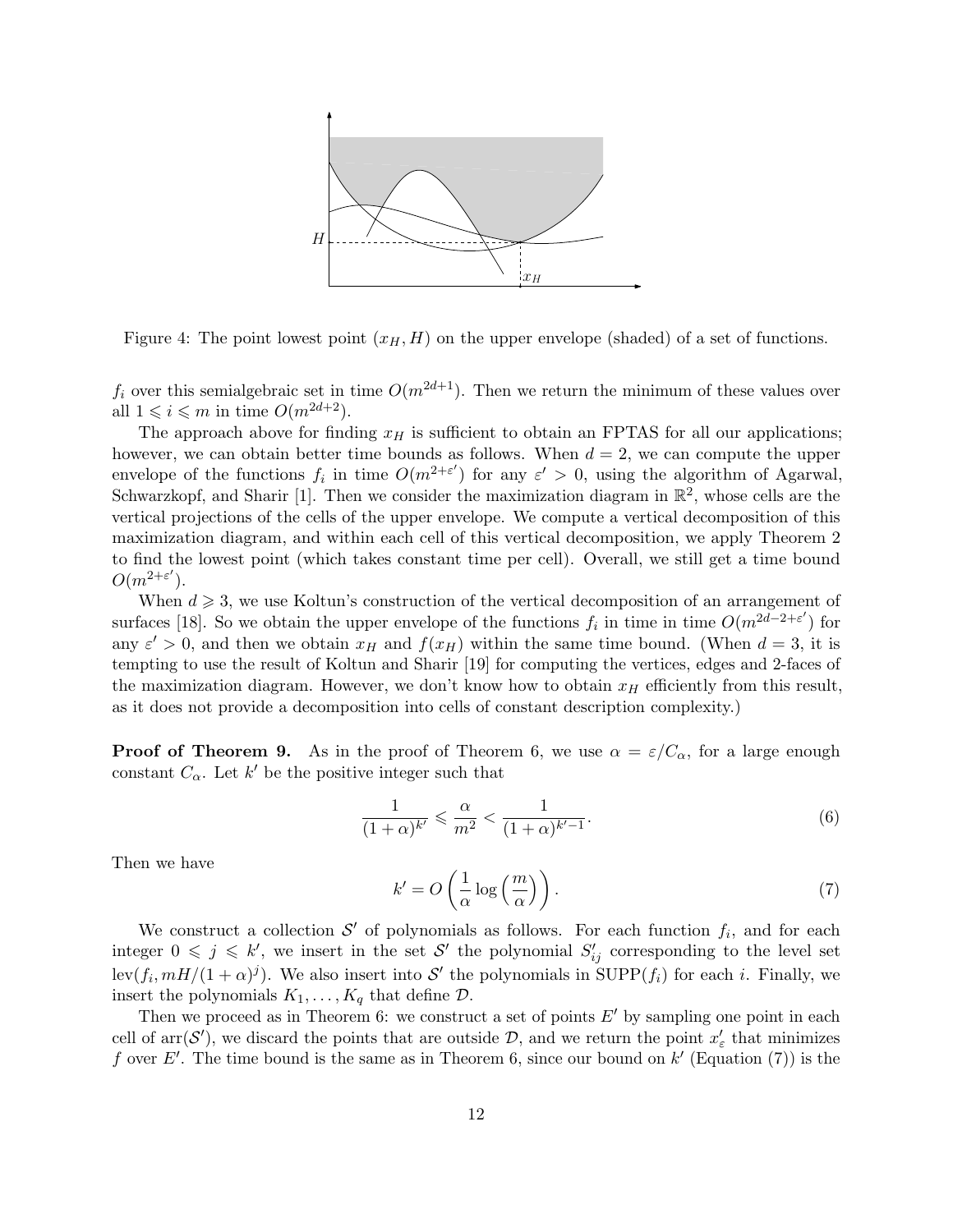Figure 4: The point lowest point $(x_H, H)$ on the upper envelope (shaded) of a set of functions.

$f_i$ over this semialgebraic set in time $O(m^{2d+1})$. Then we return the minimum of these values over all $1 \leqslant i \leqslant m$ in time $O(m^{2d+2})$.

The approach above for finding $x_H$ is sufficient to obtain an FPTAS for all our applications; however, we can obtain better time bounds as follows. When $d = 2$, we can compute the upper envelope of the functions $f_i$ in time $O(m^{2+\varepsilon'})$ for any $\varepsilon' > 0$, using the algorithm of Agarwal, Schwarzkopf, and Sharir [1]. Then we consider the maximization diagram in $\mathbb{R}^2$, whose cells are the vertical projections of the cells of the upper envelope. We compute a vertical decomposition of this maximization diagram, and within each cell of this vertical decomposition, we apply Theorem 2 to find the lowest point (which takes constant time per cell). Overall, we still get a time bound $O(m^{2+\varepsilon'})$.

When $d \geqslant 3$, we use Koltun's construction of the vertical decomposition of an arrangement of surfaces [18]. So we obtain the upper envelope of the functions $f_i$ in time in time $O(m^{2d-2+\varepsilon'})$ for any $\varepsilon' > 0$, and then we obtain $x_H$ and $f(x_H)$ within the same time bound. (When $d = 3$, it is tempting to use the result of Koltun and Sharir [19] for computing the vertices, edges and 2-faces of the maximization diagram. However, we don't know how to obtain $x_H$ efficiently from this result, as it does not provide a decomposition into cells of constant description complexity.)

**Proof of Theorem 9.** As in the proof of Theorem 6, we use $\alpha = \varepsilon / C_\alpha$, for a large enough constant $C_\alpha$. Let $k'$ be the positive integer such that

$$\frac{1}{(1+\alpha)^{k'}} \leqslant \frac{\alpha}{m^2} < \frac{1}{(1+\alpha)^{k'-1}}. \tag{6}$$

Then we have

$$k' = O\left(\frac{1}{\alpha} \log\left(\frac{m}{\alpha}\right)\right). \tag{7}$$

We construct a collection $\mathcal{S}'$ of polynomials as follows. For each function $f_i$, and for each integer $0 \leqslant j \leqslant k'$, we insert in the set $\mathcal{S}'$ the polynomial $S'_{ij}$ corresponding to the level set $\text{lev}(f_i, mH/(1+\alpha)^j)$. We also insert into $\mathcal{S}'$ the polynomials in $\text{SUPP}(f_i)$ for each $i$. Finally, we insert the polynomials $K_1, \ldots, K_q$ that define $\mathcal{D}$.

Then we proceed as in Theorem 6: we construct a set of points $E'$ by sampling one point in each cell of $\text{arr}(\mathcal{S}')$, we discard the points that are outside $\mathcal{D}$, and we return the point $x'_\varepsilon$ that minimizes $f$ over $E'$. The time bound is the same as in Theorem 6, since our bound on $k'$ (Equation (7)) is the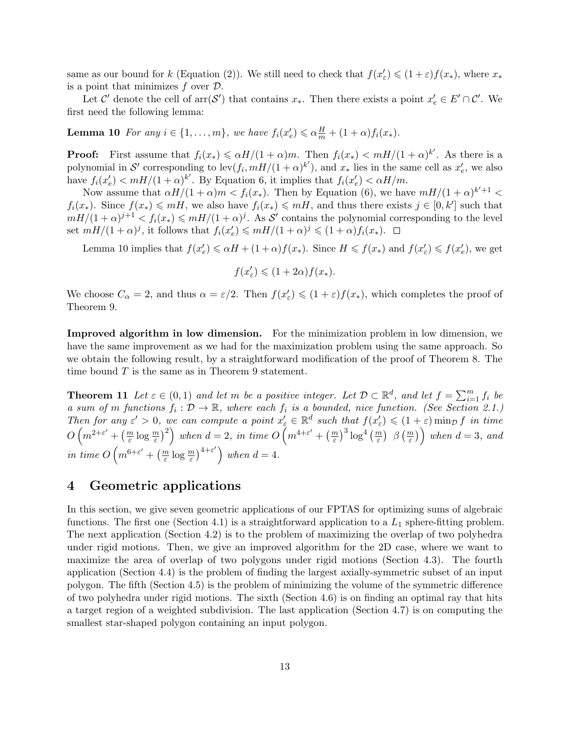same as our bound for $k$ (Equation (2)). We still need to check that $f(x'_\varepsilon) \leqslant (1+\varepsilon)f(x_*)$, where $x_*$ is a point that minimizes $f$ over $\mathcal{D}$.

Let $\mathcal{C}'$ denote the cell of $\text{arr}(\mathcal{S}')$ that contains $x_*$. Then there exists a point $x'_e \in E' \cap \mathcal{C}'$. We first need the following lemma:

**Lemma 10** *For any $i \in \{1,\ldots,m\}$, we have $f_i(x'_e) \leqslant \alpha\frac{H}{m} + (1+\alpha)f_i(x_*)$.*

**Proof:** First assume that $f_i(x_*) \leqslant \alpha H/(1+\alpha)m$. Then $f_i(x_*) < mH/(1+\alpha)^{k'}$. As there is a polynomial in $\mathcal{S}'$ corresponding to $\text{lev}(f_i, mH/(1+\alpha)^{k'})$, and $x_*$ lies in the same cell as $x'_e$, we also have $f_i(x'_e) < mH/(1+\alpha)^{k'}$. By Equation 6, it implies that $f_i(x'_e) < \alpha H/m$.

Now assume that $\alpha H/(1+\alpha)m < f_i(x_*)$. Then by Equation (6), we have $mH/(1+\alpha)^{k'+1} < f_i(x_*)$. Since $f(x_*) \leqslant mH$, we also have $f_i(x_*) \leqslant mH$, and thus there exists $j \in [0,k']$ such that $mH/(1+\alpha)^{j+1} < f_i(x_*) \leqslant mH/(1+\alpha)^j$. As $\mathcal{S}'$ contains the polynomial corresponding to the level set $mH/(1+\alpha)^j$, it follows that $f_i(x'_e) \leqslant mH/(1+\alpha)^j \leqslant (1+\alpha)f_i(x_*)$. $\square$

Lemma 10 implies that $f(x'_e) \leqslant \alpha H + (1+\alpha)f(x_*)$. Since $H \leqslant f(x_*)$ and $f(x'_\varepsilon) \leqslant f(x'_e)$, we get

$$f(x'_\varepsilon) \leqslant (1+2\alpha)f(x_*).$$

We choose $C_\alpha = 2$, and thus $\alpha = \varepsilon/2$. Then $f(x'_\varepsilon) \leqslant (1+\varepsilon)f(x_*)$, which completes the proof of Theorem 9.

**Improved algorithm in low dimension.** For the minimization problem in low dimension, we have the same improvement as we had for the maximization problem using the same approach. So we obtain the following result, by a straightforward modification of the proof of Theorem 8. The time bound $T$ is the same as in Theorem 9 statement.

**Theorem 11** *Let $\varepsilon \in (0,1)$ and let $m$ be a positive integer. Let $\mathcal{D} \subset \mathbb{R}^d$, and let $f = \sum_{i=1}^m f_i$ be a sum of $m$ functions $f_i : \mathcal{D} \to \mathbb{R}$, where each $f_i$ is a bounded, nice function. (See Section 2.1.) Then for any $\varepsilon' > 0$, we can compute a point $x'_\varepsilon \in \mathbb{R}^d$ such that $f(x'_\varepsilon) \leqslant (1+\varepsilon)\min_{\mathcal{D}} f$ in time $O\left(m^{2+\varepsilon'} + \left(\frac{m}{\varepsilon}\log\frac{m}{\varepsilon}\right)^2\right)$ when $d=2$, in time $O\left(m^{4+\varepsilon'} + \left(\frac{m}{\varepsilon}\right)^3 \log^4\left(\frac{m}{\varepsilon}\right)\ \beta\left(\frac{m}{\varepsilon}\right)\right)$ when $d=3$, and in time $O\left(m^{6+\varepsilon'} + \left(\frac{m}{\varepsilon}\log\frac{m}{\varepsilon}\right)^{4+\varepsilon'}\right)$ when $d=4$.*

# 4 Geometric applications

In this section, we give seven geometric applications of our FPTAS for optimizing sums of algebraic functions. The first one (Section 4.1) is a straightforward application to a $L_1$ sphere-fitting problem. The next application (Section 4.2) is to the problem of maximizing the overlap of two polyhedra under rigid motions. Then, we give an improved algorithm for the 2D case, where we want to maximize the area of overlap of two polygons under rigid motions (Section 4.3). The fourth application (Section 4.4) is the problem of finding the largest axially-symmetric subset of an input polygon. The fifth (Section 4.5) is the problem of minimizing the volume of the symmetric difference of two polyhedra under rigid motions. The sixth (Section 4.6) is on finding an optimal ray that hits a target region of a weighted subdivision. The last application (Section 4.7) is on computing the smallest star-shaped polygon containing an input polygon.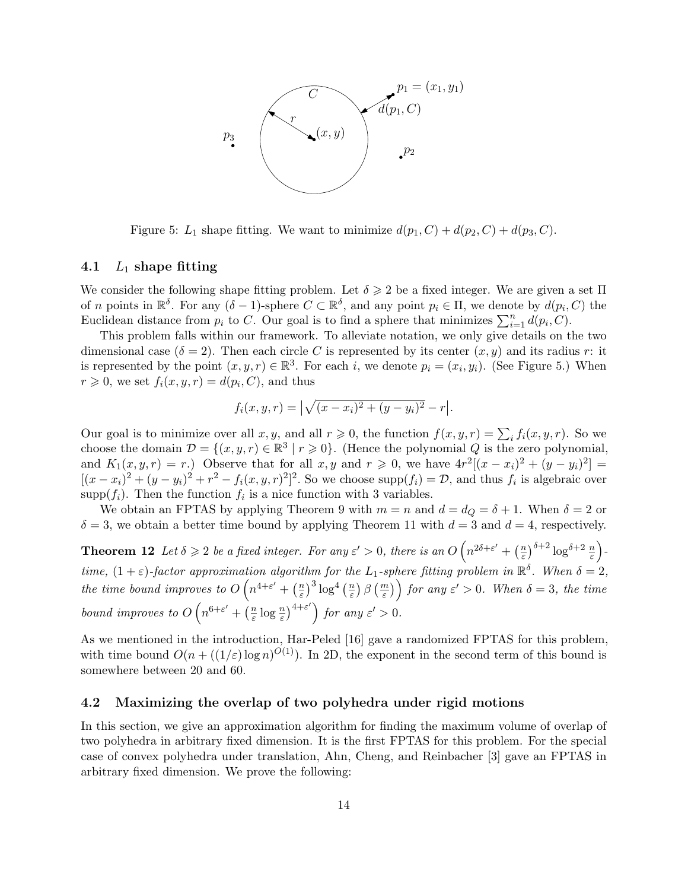Figure 5: $L_1$ shape fitting. We want to minimize $d(p_1, C) + d(p_2, C) + d(p_3, C)$.

### 4.1 $L_1$ shape fitting

We consider the following shape fitting problem. Let $\delta \geqslant 2$ be a fixed integer. We are given a set $\Pi$ of $n$ points in $\mathbb{R}^\delta$. For any $(\delta - 1)$-sphere $C \subset \mathbb{R}^\delta$, and any point $p_i \in \Pi$, we denote by $d(p_i, C)$ the Euclidean distance from $p_i$ to $C$. Our goal is to find a sphere that minimizes $\sum_{i=1}^n d(p_i, C)$.

This problem falls within our framework. To alleviate notation, we only give details on the two dimensional case ($\delta = 2$). Then each circle $C$ is represented by its center $(x, y)$ and its radius $r$: it is represented by the point $(x, y, r) \in \mathbb{R}^3$. For each $i$, we denote $p_i = (x_i, y_i)$. (See Figure 5.) When $r \geqslant 0$, we set $f_i(x, y, r) = d(p_i, C)$, and thus

$$f_i(x, y, r) = \left|\sqrt{(x - x_i)^2 + (y - y_i)^2} - r\right|.$$

Our goal is to minimize over all $x, y$, and all $r \geqslant 0$, the function $f(x, y, r) = \sum_i f_i(x, y, r)$. So we choose the domain $\mathcal{D} = \{(x, y, r) \in \mathbb{R}^3 \mid r \geqslant 0\}$. (Hence the polynomial $Q$ is the zero polynomial, and $K_1(x, y, r) = r$.) Observe that for all $x, y$ and $r \geqslant 0$, we have $4r^2[(x - x_i)^2 + (y - y_i)^2] = [(x - x_i)^2 + (y - y_i)^2 + r^2 - f_i(x, y, r)^2]^2$. So we choose $\text{supp}(f_i) = \mathcal{D}$, and thus $f_i$ is algebraic over $\text{supp}(f_i)$. Then the function $f_i$ is a nice function with 3 variables.

We obtain an FPTAS by applying Theorem 9 with $m = n$ and $d = d_Q = \delta + 1$. When $\delta = 2$ or $\delta = 3$, we obtain a better time bound by applying Theorem 11 with $d = 3$ and $d = 4$, respectively.

**Theorem 12** *Let $\delta \geqslant 2$ be a fixed integer. For any $\varepsilon' > 0$, there is an $O\left(n^{2\delta+\varepsilon'} + \left(\frac{n}{\varepsilon}\right)^{\delta+2} \log^{\delta+2} \frac{n}{\varepsilon}\right)$-time, $(1 + \varepsilon)$-factor approximation algorithm for the $L_1$-sphere fitting problem in $\mathbb{R}^\delta$. When $\delta = 2$, the time bound improves to $O\left(n^{4+\varepsilon'} + \left(\frac{n}{\varepsilon}\right)^3 \log^4\left(\frac{n}{\varepsilon}\right) \beta\left(\frac{m}{\varepsilon}\right)\right)$ for any $\varepsilon' > 0$. When $\delta = 3$, the time bound improves to $O\left(n^{6+\varepsilon'} + \left(\frac{n}{\varepsilon} \log \frac{n}{\varepsilon}\right)^{4+\varepsilon'}\right)$ for any $\varepsilon' > 0$.*

As we mentioned in the introduction, Har-Peled [16] gave a randomized FPTAS for this problem, with time bound $O(n + ((1/\varepsilon) \log n)^{O(1)})$. In 2D, the exponent in the second term of this bound is somewhere between 20 and 60.

### 4.2 Maximizing the overlap of two polyhedra under rigid motions

In this section, we give an approximation algorithm for finding the maximum volume of overlap of two polyhedra in arbitrary fixed dimension. It is the first FPTAS for this problem. For the special case of convex polyhedra under translation, Ahn, Cheng, and Reinbacher [3] gave an FPTAS in arbitrary fixed dimension. We prove the following: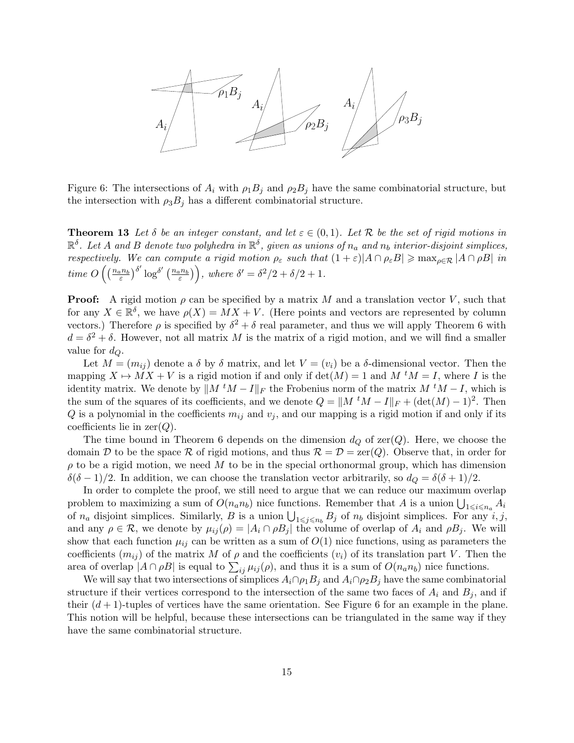Figure 6: The intersections of $A_i$ with $\rho_1 B_j$ and $\rho_2 B_j$ have the same combinatorial structure, but the intersection with $\rho_3 B_j$ has a different combinatorial structure.

**Theorem 13** *Let $\delta$ be an integer constant, and let $\varepsilon \in (0,1)$. Let $\mathcal{R}$ be the set of rigid motions in $\mathbb{R}^\delta$. Let $A$ and $B$ denote two polyhedra in $\mathbb{R}^\delta$, given as unions of $n_a$ and $n_b$ interior-disjoint simplices, respectively. We can compute a rigid motion $\rho_\varepsilon$ such that $(1+\varepsilon)|A \cap \rho_\varepsilon B| \geqslant \max_{\rho \in \mathcal{R}} |A \cap \rho B|$ in time $O\left(\left(\frac{n_a n_b}{\varepsilon}\right)^{\delta'} \log^{\delta'}\left(\frac{n_a n_b}{\varepsilon}\right)\right)$, where $\delta' = \delta^2/2 + \delta/2 + 1$.*

**Proof:** A rigid motion $\rho$ can be specified by a matrix $M$ and a translation vector $V$, such that for any $X \in \mathbb{R}^\delta$, we have $\rho(X) = MX + V$. (Here points and vectors are represented by column vectors.) Therefore $\rho$ is specified by $\delta^2 + \delta$ real parameter, and thus we will apply Theorem 6 with $d = \delta^2 + \delta$. However, not all matrix $M$ is the matrix of a rigid motion, and we will find a smaller value for $d_Q$.

Let $M = (m_{ij})$ denote a $\delta$ by $\delta$ matrix, and let $V = (v_i)$ be a $\delta$-dimensional vector. Then the mapping $X \mapsto MX + V$ is a rigid motion if and only if $\det(M) = 1$ and $M\ {}^tM = I$, where $I$ is the identity matrix. We denote by $\|M\ {}^tM - I\|_F$ the Frobenius norm of the matrix $M\ {}^tM - I$, which is the sum of the squares of its coefficients, and we denote $Q = \|M\ {}^tM - I\|_F + (\det(M) - 1)^2$. Then $Q$ is a polynomial in the coefficients $m_{ij}$ and $v_j$, and our mapping is a rigid motion if and only if its coefficients lie in $\mathrm{zer}(Q)$.

The time bound in Theorem 6 depends on the dimension $d_Q$ of $\mathrm{zer}(Q)$. Here, we choose the domain $\mathcal{D}$ to be the space $\mathcal{R}$ of rigid motions, and thus $\mathcal{R} = \mathcal{D} = \mathrm{zer}(Q)$. Observe that, in order for $\rho$ to be a rigid motion, we need $M$ to be in the special orthonormal group, which has dimension $\delta(\delta-1)/2$. In addition, we can choose the translation vector arbitrarily, so $d_Q = \delta(\delta+1)/2$.

In order to complete the proof, we still need to argue that we can reduce our maximum overlap problem to maximizing a sum of $O(n_a n_b)$ nice functions. Remember that $A$ is a union $\bigcup_{1 \leqslant i \leqslant n_a} A_i$ of $n_a$ disjoint simplices. Similarly, $B$ is a union $\bigcup_{1 \leqslant j \leqslant n_b} B_j$ of $n_b$ disjoint simplices. For any $i, j$, and any $\rho \in \mathcal{R}$, we denote by $\mu_{ij}(\rho) = |A_i \cap \rho B_j|$ the volume of overlap of $A_i$ and $\rho B_j$. We will show that each function $\mu_{ij}$ can be written as a sum of $O(1)$ nice functions, using as parameters the coefficients $(m_{ij})$ of the matrix $M$ of $\rho$ and the coefficients $(v_i)$ of its translation part $V$. Then the area of overlap $|A \cap \rho B|$ is equal to $\sum_{ij} \mu_{ij}(\rho)$, and thus it is a sum of $O(n_a n_b)$ nice functions.

We will say that two intersections of simplices $A_i \cap \rho_1 B_j$ and $A_i \cap \rho_2 B_j$ have the same combinatorial structure if their vertices correspond to the intersection of the same two faces of $A_i$ and $B_j$, and if their $(d+1)$-tuples of vertices have the same orientation. See Figure 6 for an example in the plane. This notion will be helpful, because these intersections can be triangulated in the same way if they have the same combinatorial structure.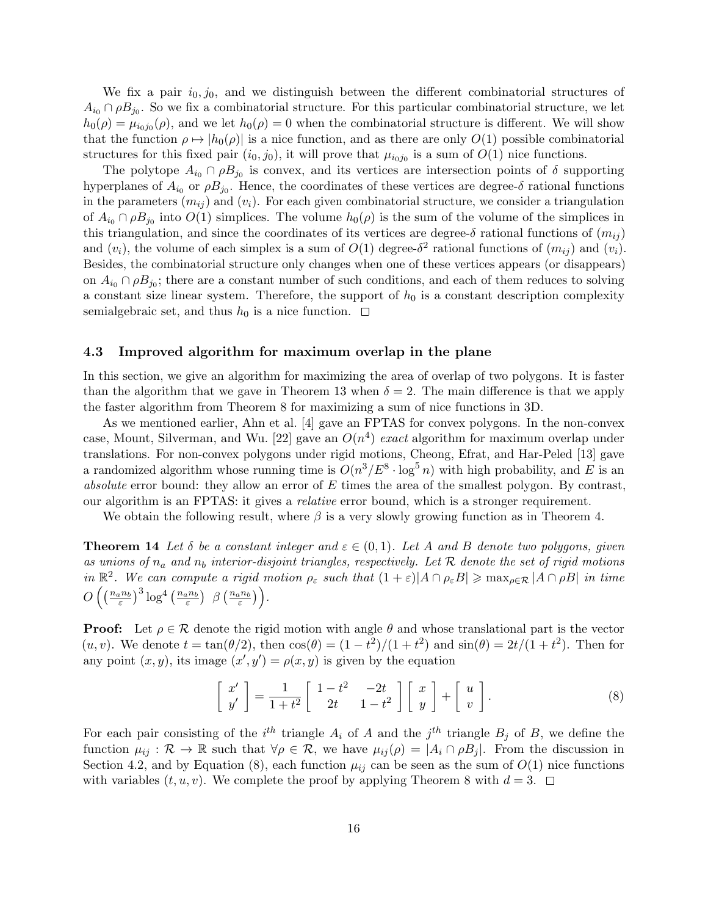We fix a pair $i_0, j_0$, and we distinguish between the different combinatorial structures of $A_{i_0} \cap \rho B_{j_0}$. So we fix a combinatorial structure. For this particular combinatorial structure, we let $h_0(\rho) = \mu_{i_0 j_0}(\rho)$, and we let $h_0(\rho) = 0$ when the combinatorial structure is different. We will show that the function $\rho \mapsto |h_0(\rho)|$ is a nice function, and as there are only $O(1)$ possible combinatorial structures for this fixed pair $(i_0, j_0)$, it will prove that $\mu_{i_0 j_0}$ is a sum of $O(1)$ nice functions.

The polytope $A_{i_0} \cap \rho B_{j_0}$ is convex, and its vertices are intersection points of $\delta$ supporting hyperplanes of $A_{i_0}$ or $\rho B_{j_0}$. Hence, the coordinates of these vertices are degree-$\delta$ rational functions in the parameters $(m_{ij})$ and $(v_i)$. For each given combinatorial structure, we consider a triangulation of $A_{i_0} \cap \rho B_{j_0}$ into $O(1)$ simplices. The volume $h_0(\rho)$ is the sum of the volume of the simplices in this triangulation, and since the coordinates of its vertices are degree-$\delta$ rational functions of $(m_{ij})$ and $(v_i)$, the volume of each simplex is a sum of $O(1)$ degree-$\delta^2$ rational functions of $(m_{ij})$ and $(v_i)$. Besides, the combinatorial structure only changes when one of these vertices appears (or disappears) on $A_{i_0} \cap \rho B_{j_0}$; there are a constant number of such conditions, and each of them reduces to solving a constant size linear system. Therefore, the support of $h_0$ is a constant description complexity semialgebraic set, and thus $h_0$ is a nice function. □

### 4.3 Improved algorithm for maximum overlap in the plane

In this section, we give an algorithm for maximizing the area of overlap of two polygons. It is faster than the algorithm that we gave in Theorem 13 when $\delta = 2$. The main difference is that we apply the faster algorithm from Theorem 8 for maximizing a sum of nice functions in 3D.

As we mentioned earlier, Ahn et al. [4] gave an FPTAS for convex polygons. In the non-convex case, Mount, Silverman, and Wu. [22] gave an $O(n^4)$ *exact* algorithm for maximum overlap under translations. For non-convex polygons under rigid motions, Cheong, Efrat, and Har-Peled [13] gave a randomized algorithm whose running time is $O(n^3/E^8 \cdot \log^5 n)$ with high probability, and $E$ is an *absolute* error bound: they allow an error of $E$ times the area of the smallest polygon. By contrast, our algorithm is an FPTAS: it gives a *relative* error bound, which is a stronger requirement.

We obtain the following result, where $\beta$ is a very slowly growing function as in Theorem 4.

**Theorem 14** *Let $\delta$ be a constant integer and $\varepsilon \in (0,1)$. Let $A$ and $B$ denote two polygons, given as unions of $n_a$ and $n_b$ interior-disjoint triangles, respectively. Let $\mathcal{R}$ denote the set of rigid motions in $\mathbb{R}^2$. We can compute a rigid motion $\rho_\varepsilon$ such that $(1+\varepsilon)|A \cap \rho_\varepsilon B| \geqslant \max_{\rho \in \mathcal{R}} |A \cap \rho B|$ in time $O\left(\left(\frac{n_a n_b}{\varepsilon}\right)^3 \log^4\left(\frac{n_a n_b}{\varepsilon}\right) \ \beta\left(\frac{n_a n_b}{\varepsilon}\right)\right)$.*

**Proof:** Let $\rho \in \mathcal{R}$ denote the rigid motion with angle $\theta$ and whose translational part is the vector $(u, v)$. We denote $t = \tan(\theta/2)$, then $\cos(\theta) = (1-t^2)/(1+t^2)$ and $\sin(\theta) = 2t/(1+t^2)$. Then for any point $(x, y)$, its image $(x', y') = \rho(x, y)$ is given by the equation

$$\begin{bmatrix} x' \\ y' \end{bmatrix} = \frac{1}{1+t^2} \begin{bmatrix} 1-t^2 & -2t \\ 2t & 1-t^2 \end{bmatrix} \begin{bmatrix} x \\ y \end{bmatrix} + \begin{bmatrix} u \\ v \end{bmatrix}. \tag{8}$$

For each pair consisting of the $i^{th}$ triangle $A_i$ of $A$ and the $j^{th}$ triangle $B_j$ of $B$, we define the function $\mu_{ij} : \mathcal{R} \to \mathbb{R}$ such that $\forall \rho \in \mathcal{R}$, we have $\mu_{ij}(\rho) = |A_i \cap \rho B_j|$. From the discussion in Section 4.2, and by Equation (8), each function $\mu_{ij}$ can be seen as the sum of $O(1)$ nice functions with variables $(t, u, v)$. We complete the proof by applying Theorem 8 with $d = 3$. □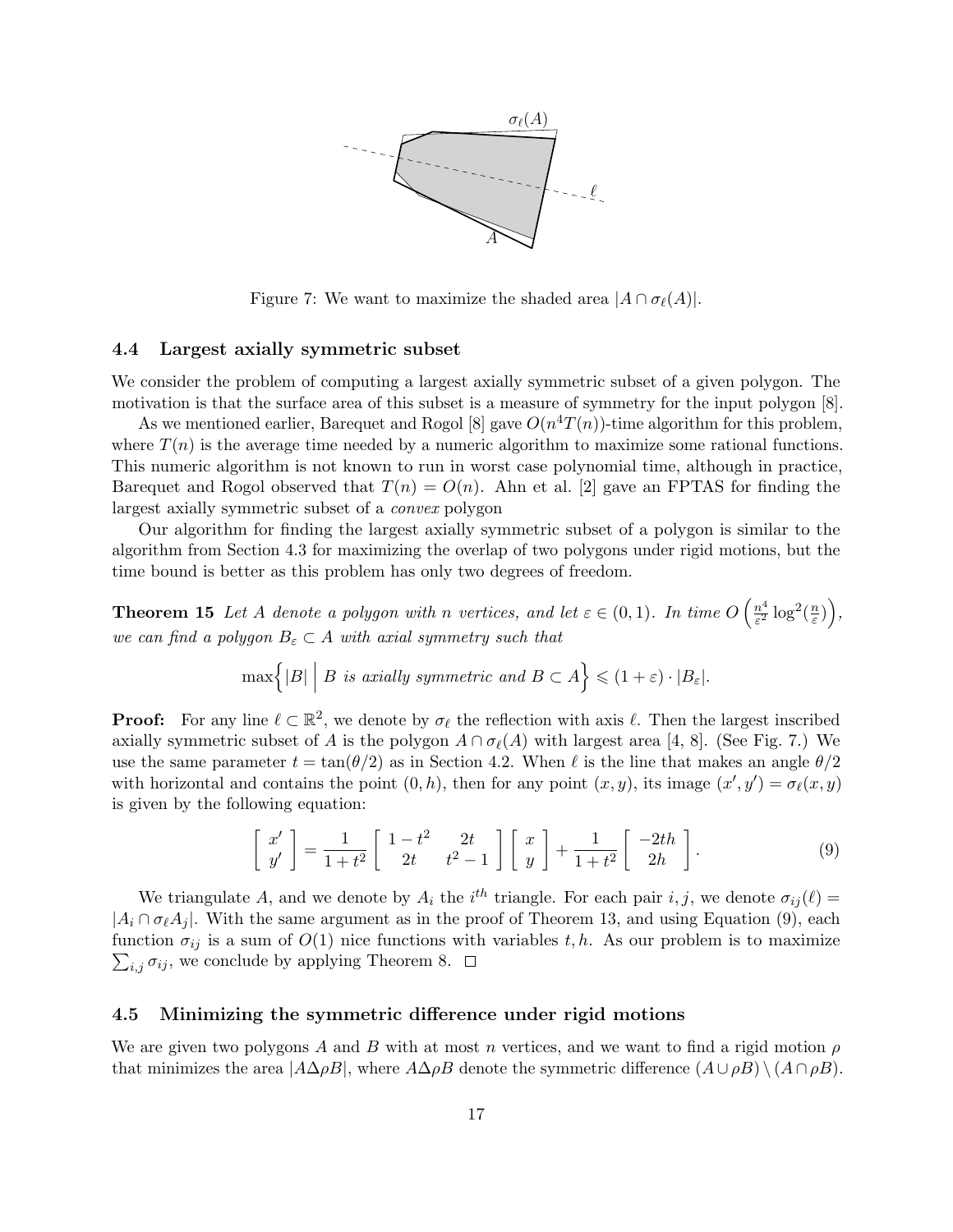Figure 7: We want to maximize the shaded area $|A \cap \sigma_\ell(A)|$.

### 4.4 Largest axially symmetric subset

We consider the problem of computing a largest axially symmetric subset of a given polygon. The motivation is that the surface area of this subset is a measure of symmetry for the input polygon [8].

As we mentioned earlier, Barequet and Rogol [8] gave $O(n^4 T(n))$-time algorithm for this problem, where $T(n)$ is the average time needed by a numeric algorithm to maximize some rational functions. This numeric algorithm is not known to run in worst case polynomial time, although in practice, Barequet and Rogol observed that $T(n) = O(n)$. Ahn et al. [2] gave an FPTAS for finding the largest axially symmetric subset of a *convex* polygon

Our algorithm for finding the largest axially symmetric subset of a polygon is similar to the algorithm from Section 4.3 for maximizing the overlap of two polygons under rigid motions, but the time bound is better as this problem has only two degrees of freedom.

**Theorem 15** *Let $A$ denote a polygon with $n$ vertices, and let $\varepsilon \in (0,1)$. In time $O\left(\frac{n^4}{\varepsilon^2}\log^2(\frac{n}{\varepsilon})\right)$, we can find a polygon $B_\varepsilon \subset A$ with axial symmetry such that*

$$\max\Big\{|B| \;\Big|\; B \text{ is axially symmetric and } B \subset A\Big\} \leqslant (1+\varepsilon)\cdot|B_\varepsilon|.$$

**Proof:** For any line $\ell \subset \mathbb{R}^2$, we denote by $\sigma_\ell$ the reflection with axis $\ell$. Then the largest inscribed axially symmetric subset of $A$ is the polygon $A \cap \sigma_\ell(A)$ with largest area [4, 8]. (See Fig. 7.) We use the same parameter $t = \tan(\theta/2)$ as in Section 4.2. When $\ell$ is the line that makes an angle $\theta/2$ with horizontal and contains the point $(0,h)$, then for any point $(x,y)$, its image $(x',y') = \sigma_\ell(x,y)$ is given by the following equation:

$$\begin{bmatrix} x' \\ y' \end{bmatrix} = \frac{1}{1+t^2}\begin{bmatrix} 1-t^2 & 2t \\ 2t & t^2-1 \end{bmatrix}\begin{bmatrix} x \\ y \end{bmatrix} + \frac{1}{1+t^2}\begin{bmatrix} -2th \\ 2h \end{bmatrix}. \tag{9}$$

We triangulate $A$, and we denote by $A_i$ the $i^{th}$ triangle. For each pair $i,j$, we denote $\sigma_{ij}(\ell) = |A_i \cap \sigma_\ell A_j|$. With the same argument as in the proof of Theorem 13, and using Equation (9), each function $\sigma_{ij}$ is a sum of $O(1)$ nice functions with variables $t,h$. As our problem is to maximize $\sum_{i,j}\sigma_{ij}$, we conclude by applying Theorem 8. $\square$

### 4.5 Minimizing the symmetric difference under rigid motions

We are given two polygons $A$ and $B$ with at most $n$ vertices, and we want to find a rigid motion $\rho$ that minimizes the area $|A\Delta\rho B|$, where $A\Delta\rho B$ denote the symmetric difference $(A\cup\rho B)\setminus(A\cap\rho B)$.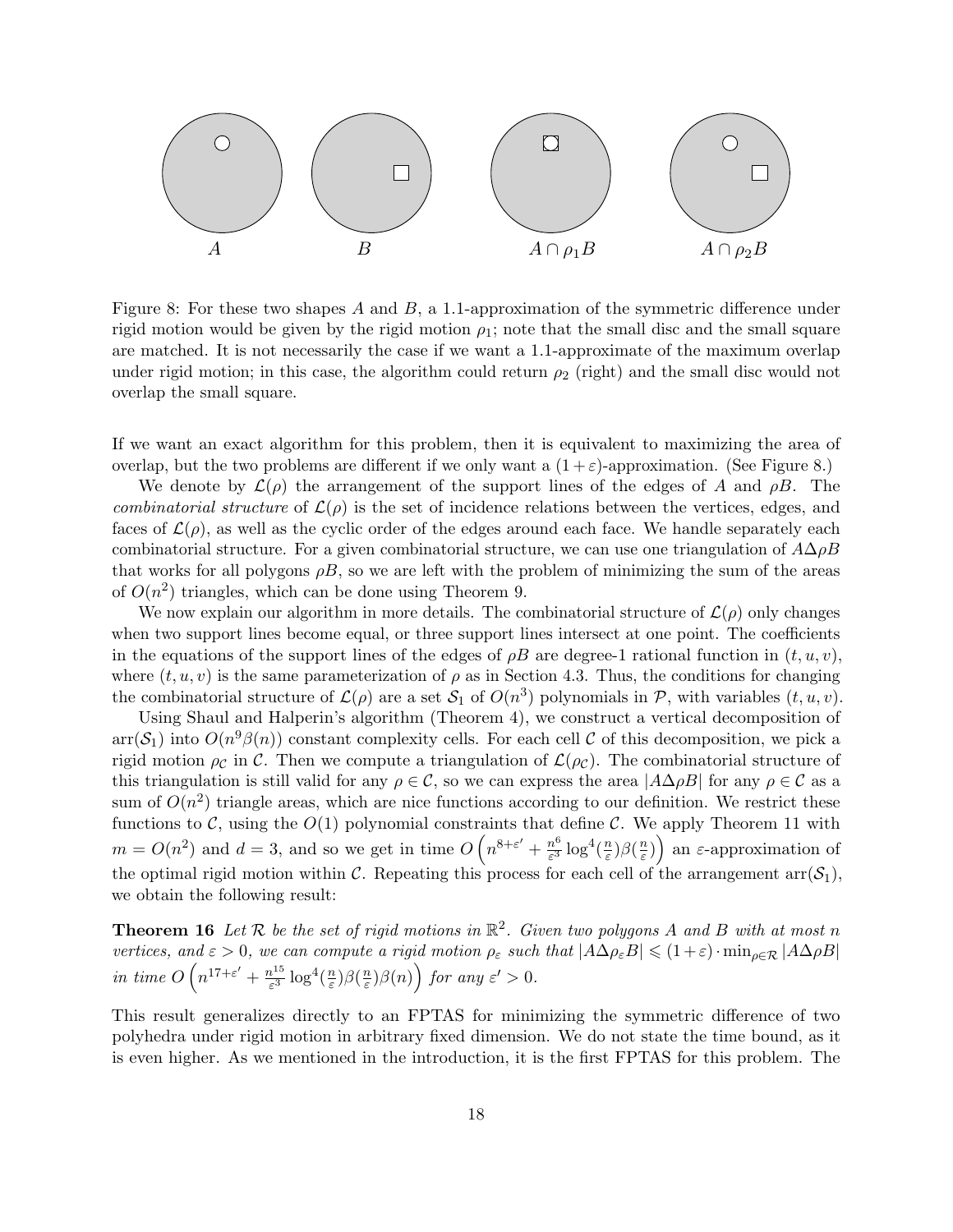Figure 8: For these two shapes $A$ and $B$, a 1.1-approximation of the symmetric difference under rigid motion would be given by the rigid motion $\rho_1$; note that the small disc and the small square are matched. It is not necessarily the case if we want a 1.1-approximate of the maximum overlap under rigid motion; in this case, the algorithm could return $\rho_2$ (right) and the small disc would not overlap the small square.

If we want an exact algorithm for this problem, then it is equivalent to maximizing the area of overlap, but the two problems are different if we only want a $(1+\varepsilon)$-approximation. (See Figure 8.)

We denote by $\mathcal{L}(\rho)$ the arrangement of the support lines of the edges of $A$ and $\rho B$. The *combinatorial structure* of $\mathcal{L}(\rho)$ is the set of incidence relations between the vertices, edges, and faces of $\mathcal{L}(\rho)$, as well as the cyclic order of the edges around each face. We handle separately each combinatorial structure. For a given combinatorial structure, we can use one triangulation of $A\Delta\rho B$ that works for all polygons $\rho B$, so we are left with the problem of minimizing the sum of the areas of $O(n^2)$ triangles, which can be done using Theorem 9.

We now explain our algorithm in more details. The combinatorial structure of $\mathcal{L}(\rho)$ only changes when two support lines become equal, or three support lines intersect at one point. The coefficients in the equations of the support lines of the edges of $\rho B$ are degree-1 rational function in $(t,u,v)$, where $(t,u,v)$ is the same parameterization of $\rho$ as in Section 4.3. Thus, the conditions for changing the combinatorial structure of $\mathcal{L}(\rho)$ are a set $\mathcal{S}_1$ of $O(n^3)$ polynomials in $\mathcal{P}$, with variables $(t,u,v)$.

Using Shaul and Halperin's algorithm (Theorem 4), we construct a vertical decomposition of $\text{arr}(\mathcal{S}_1)$ into $O(n^9\beta(n))$ constant complexity cells. For each cell $\mathcal{C}$ of this decomposition, we pick a rigid motion $\rho_{\mathcal{C}}$ in $\mathcal{C}$. Then we compute a triangulation of $\mathcal{L}(\rho_{\mathcal{C}})$. The combinatorial structure of this triangulation is still valid for any $\rho \in \mathcal{C}$, so we can express the area $|A\Delta\rho B|$ for any $\rho \in \mathcal{C}$ as a sum of $O(n^2)$ triangle areas, which are nice functions according to our definition. We restrict these functions to $\mathcal{C}$, using the $O(1)$ polynomial constraints that define $\mathcal{C}$. We apply Theorem 11 with $m = O(n^2)$ and $d = 3$, and so we get in time $O\left(n^{8+\varepsilon'} + \frac{n^6}{\varepsilon^3}\log^4(\frac{n}{\varepsilon})\beta(\frac{n}{\varepsilon})\right)$ an $\varepsilon$-approximation of the optimal rigid motion within $\mathcal{C}$. Repeating this process for each cell of the arrangement $\text{arr}(\mathcal{S}_1)$, we obtain the following result:

**Theorem 16** *Let $\mathcal{R}$ be the set of rigid motions in $\mathbb{R}^2$. Given two polygons $A$ and $B$ with at most $n$ vertices, and $\varepsilon > 0$, we can compute a rigid motion $\rho_\varepsilon$ such that $|A\Delta\rho_\varepsilon B| \leqslant (1+\varepsilon)\cdot \min_{\rho\in\mathcal{R}} |A\Delta\rho B|$ in time $O\left(n^{17+\varepsilon'} + \frac{n^{15}}{\varepsilon^3}\log^4(\frac{n}{\varepsilon})\beta(\frac{n}{\varepsilon})\beta(n)\right)$ for any $\varepsilon' > 0$.*

This result generalizes directly to an FPTAS for minimizing the symmetric difference of two polyhedra under rigid motion in arbitrary fixed dimension. We do not state the time bound, as it is even higher. As we mentioned in the introduction, it is the first FPTAS for this problem. The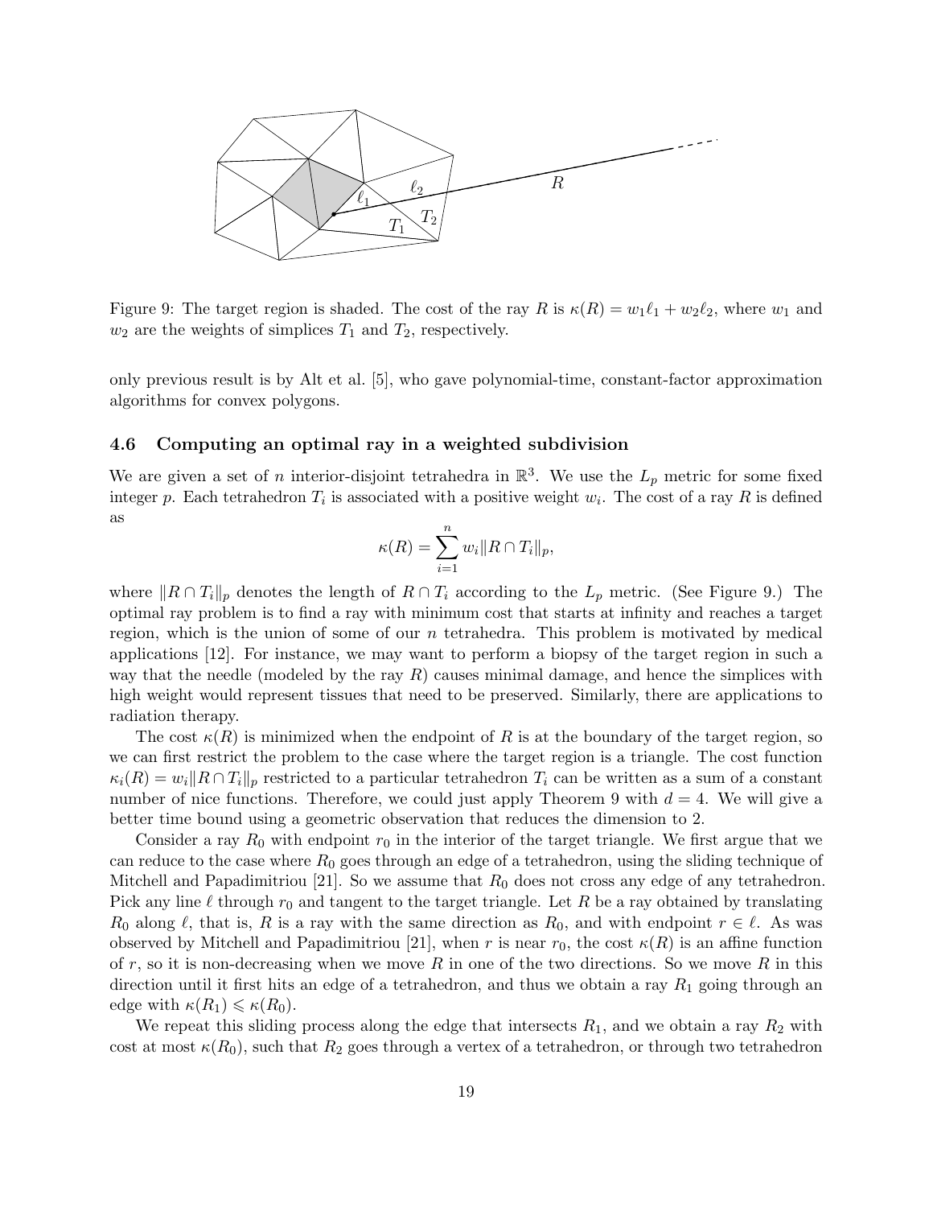Figure 9: The target region is shaded. The cost of the ray $R$ is $\kappa(R) = w_1\ell_1 + w_2\ell_2$, where $w_1$ and $w_2$ are the weights of simplices $T_1$ and $T_2$, respectively.

only previous result is by Alt et al. [5], who gave polynomial-time, constant-factor approximation algorithms for convex polygons.

### 4.6 Computing an optimal ray in a weighted subdivision

We are given a set of $n$ interior-disjoint tetrahedra in $\mathbb{R}^3$. We use the $L_p$ metric for some fixed integer $p$. Each tetrahedron $T_i$ is associated with a positive weight $w_i$. The cost of a ray $R$ is defined as

$$\kappa(R) = \sum_{i=1}^{n} w_i \|R \cap T_i\|_p,$$

where $\|R \cap T_i\|_p$ denotes the length of $R \cap T_i$ according to the $L_p$ metric. (See Figure 9.) The optimal ray problem is to find a ray with minimum cost that starts at infinity and reaches a target region, which is the union of some of our $n$ tetrahedra. This problem is motivated by medical applications [12]. For instance, we may want to perform a biopsy of the target region in such a way that the needle (modeled by the ray $R$) causes minimal damage, and hence the simplices with high weight would represent tissues that need to be preserved. Similarly, there are applications to radiation therapy.

The cost $\kappa(R)$ is minimized when the endpoint of $R$ is at the boundary of the target region, so we can first restrict the problem to the case where the target region is a triangle. The cost function $\kappa_i(R) = w_i\|R \cap T_i\|_p$ restricted to a particular tetrahedron $T_i$ can be written as a sum of a constant number of nice functions. Therefore, we could just apply Theorem 9 with $d = 4$. We will give a better time bound using a geometric observation that reduces the dimension to 2.

Consider a ray $R_0$ with endpoint $r_0$ in the interior of the target triangle. We first argue that we can reduce to the case where $R_0$ goes through an edge of a tetrahedron, using the sliding technique of Mitchell and Papadimitriou [21]. So we assume that $R_0$ does not cross any edge of any tetrahedron. Pick any line $\ell$ through $r_0$ and tangent to the target triangle. Let $R$ be a ray obtained by translating $R_0$ along $\ell$, that is, $R$ is a ray with the same direction as $R_0$, and with endpoint $r \in \ell$. As was observed by Mitchell and Papadimitriou [21], when $r$ is near $r_0$, the cost $\kappa(R)$ is an affine function of $r$, so it is non-decreasing when we move $R$ in one of the two directions. So we move $R$ in this direction until it first hits an edge of a tetrahedron, and thus we obtain a ray $R_1$ going through an edge with $\kappa(R_1) \leqslant \kappa(R_0)$.

We repeat this sliding process along the edge that intersects $R_1$, and we obtain a ray $R_2$ with cost at most $\kappa(R_0)$, such that $R_2$ goes through a vertex of a tetrahedron, or through two tetrahedron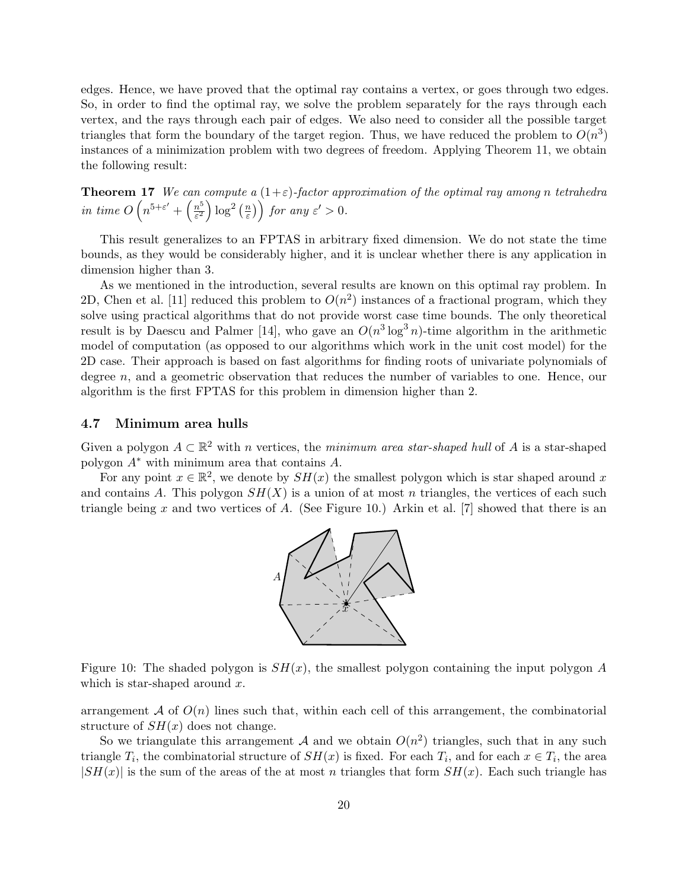edges. Hence, we have proved that the optimal ray contains a vertex, or goes through two edges. So, in order to find the optimal ray, we solve the problem separately for the rays through each vertex, and the rays through each pair of edges. We also need to consider all the possible target triangles that form the boundary of the target region. Thus, we have reduced the problem to $O(n^3)$ instances of a minimization problem with two degrees of freedom. Applying Theorem 11, we obtain the following result:

**Theorem 17** *We can compute a $(1+\varepsilon)$-factor approximation of the optimal ray among n tetrahedra in time $O\left(n^{5+\varepsilon'} + \left(\frac{n^5}{\varepsilon^2}\right)\log^2\left(\frac{n}{\varepsilon}\right)\right)$ for any $\varepsilon' > 0$.*

This result generalizes to an FPTAS in arbitrary fixed dimension. We do not state the time bounds, as they would be considerably higher, and it is unclear whether there is any application in dimension higher than 3.

As we mentioned in the introduction, several results are known on this optimal ray problem. In 2D, Chen et al. [11] reduced this problem to $O(n^2)$ instances of a fractional program, which they solve using practical algorithms that do not provide worst case time bounds. The only theoretical result is by Daescu and Palmer [14], who gave an $O(n^3 \log^3 n)$-time algorithm in the arithmetic model of computation (as opposed to our algorithms which work in the unit cost model) for the 2D case. Their approach is based on fast algorithms for finding roots of univariate polynomials of degree $n$, and a geometric observation that reduces the number of variables to one. Hence, our algorithm is the first FPTAS for this problem in dimension higher than 2.

### 4.7 Minimum area hulls

Given a polygon $A \subset \mathbb{R}^2$ with $n$ vertices, the *minimum area star-shaped hull* of $A$ is a star-shaped polygon $A^*$ with minimum area that contains $A$.

For any point $x \in \mathbb{R}^2$, we denote by $SH(x)$ the smallest polygon which is star shaped around $x$ and contains $A$. This polygon $SH(X)$ is a union of at most $n$ triangles, the vertices of each such triangle being $x$ and two vertices of $A$. (See Figure 10.) Arkin et al. [7] showed that there is an arrangement $\mathcal{A}$ of $O(n)$ lines such that, within each cell of this arrangement, the combinatorial structure of $SH(x)$ does not change.

Figure 10: The shaded polygon is $SH(x)$, the smallest polygon containing the input polygon $A$ which is star-shaped around $x$.

So we triangulate this arrangement $\mathcal{A}$ and we obtain $O(n^2)$ triangles, such that in any such triangle $T_i$, the combinatorial structure of $SH(x)$ is fixed. For each $T_i$, and for each $x \in T_i$, the area $|SH(x)|$ is the sum of the areas of the at most $n$ triangles that form $SH(x)$. Each such triangle has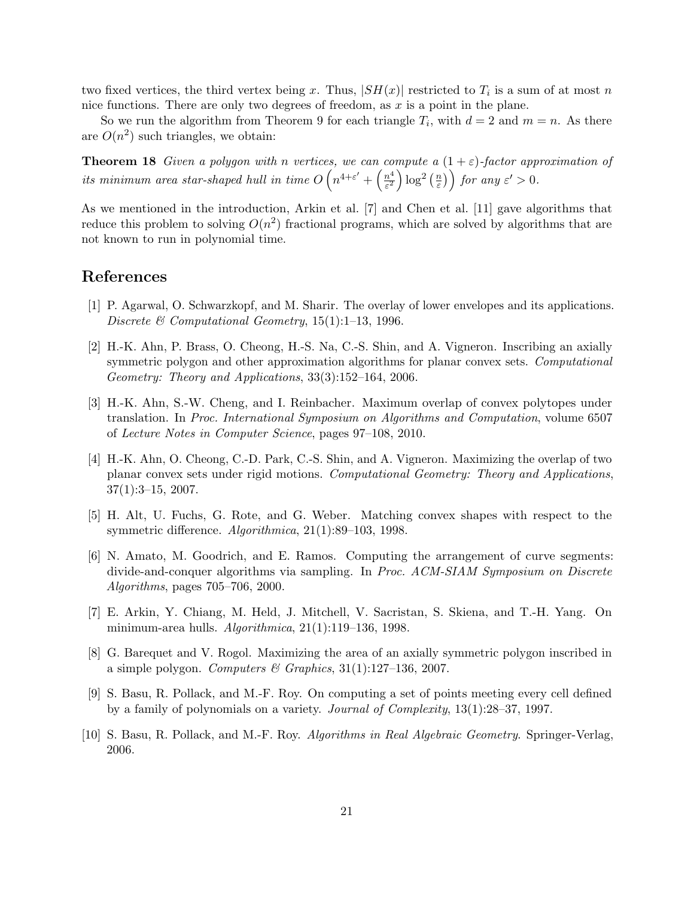two fixed vertices, the third vertex being $x$. Thus, $|SH(x)|$ restricted to $T_i$ is a sum of at most $n$ nice functions. There are only two degrees of freedom, as $x$ is a point in the plane.

So we run the algorithm from Theorem 9 for each triangle $T_i$, with $d = 2$ and $m = n$. As there are $O(n^2)$ such triangles, we obtain:

**Theorem 18** *Given a polygon with $n$ vertices, we can compute a $(1+\varepsilon)$-factor approximation of its minimum area star-shaped hull in time $O\left(n^{4+\varepsilon'} + \left(\frac{n^4}{\varepsilon^2}\right)\log^2\left(\frac{n}{\varepsilon}\right)\right)$ for any $\varepsilon' > 0$.*

As we mentioned in the introduction, Arkin et al. [7] and Chen et al. [11] gave algorithms that reduce this problem to solving $O(n^2)$ fractional programs, which are solved by algorithms that are not known to run in polynomial time.

## References

[1] P. Agarwal, O. Schwarzkopf, and M. Sharir. The overlay of lower envelopes and its applications. *Discrete & Computational Geometry*, 15(1):1–13, 1996.

[2] H.-K. Ahn, P. Brass, O. Cheong, H.-S. Na, C.-S. Shin, and A. Vigneron. Inscribing an axially symmetric polygon and other approximation algorithms for planar convex sets. *Computational Geometry: Theory and Applications*, 33(3):152–164, 2006.

[3] H.-K. Ahn, S.-W. Cheng, and I. Reinbacher. Maximum overlap of convex polytopes under translation. In *Proc. International Symposium on Algorithms and Computation*, volume 6507 of *Lecture Notes in Computer Science*, pages 97–108, 2010.

[4] H.-K. Ahn, O. Cheong, C.-D. Park, C.-S. Shin, and A. Vigneron. Maximizing the overlap of two planar convex sets under rigid motions. *Computational Geometry: Theory and Applications*, 37(1):3–15, 2007.

[5] H. Alt, U. Fuchs, G. Rote, and G. Weber. Matching convex shapes with respect to the symmetric difference. *Algorithmica*, 21(1):89–103, 1998.

[6] N. Amato, M. Goodrich, and E. Ramos. Computing the arrangement of curve segments: divide-and-conquer algorithms via sampling. In *Proc. ACM-SIAM Symposium on Discrete Algorithms*, pages 705–706, 2000.

[7] E. Arkin, Y. Chiang, M. Held, J. Mitchell, V. Sacristan, S. Skiena, and T.-H. Yang. On minimum-area hulls. *Algorithmica*, 21(1):119–136, 1998.

[8] G. Barequet and V. Rogol. Maximizing the area of an axially symmetric polygon inscribed in a simple polygon. *Computers & Graphics*, 31(1):127–136, 2007.

[9] S. Basu, R. Pollack, and M.-F. Roy. On computing a set of points meeting every cell defined by a family of polynomials on a variety. *Journal of Complexity*, 13(1):28–37, 1997.

[10] S. Basu, R. Pollack, and M.-F. Roy. *Algorithms in Real Algebraic Geometry*. Springer-Verlag, 2006.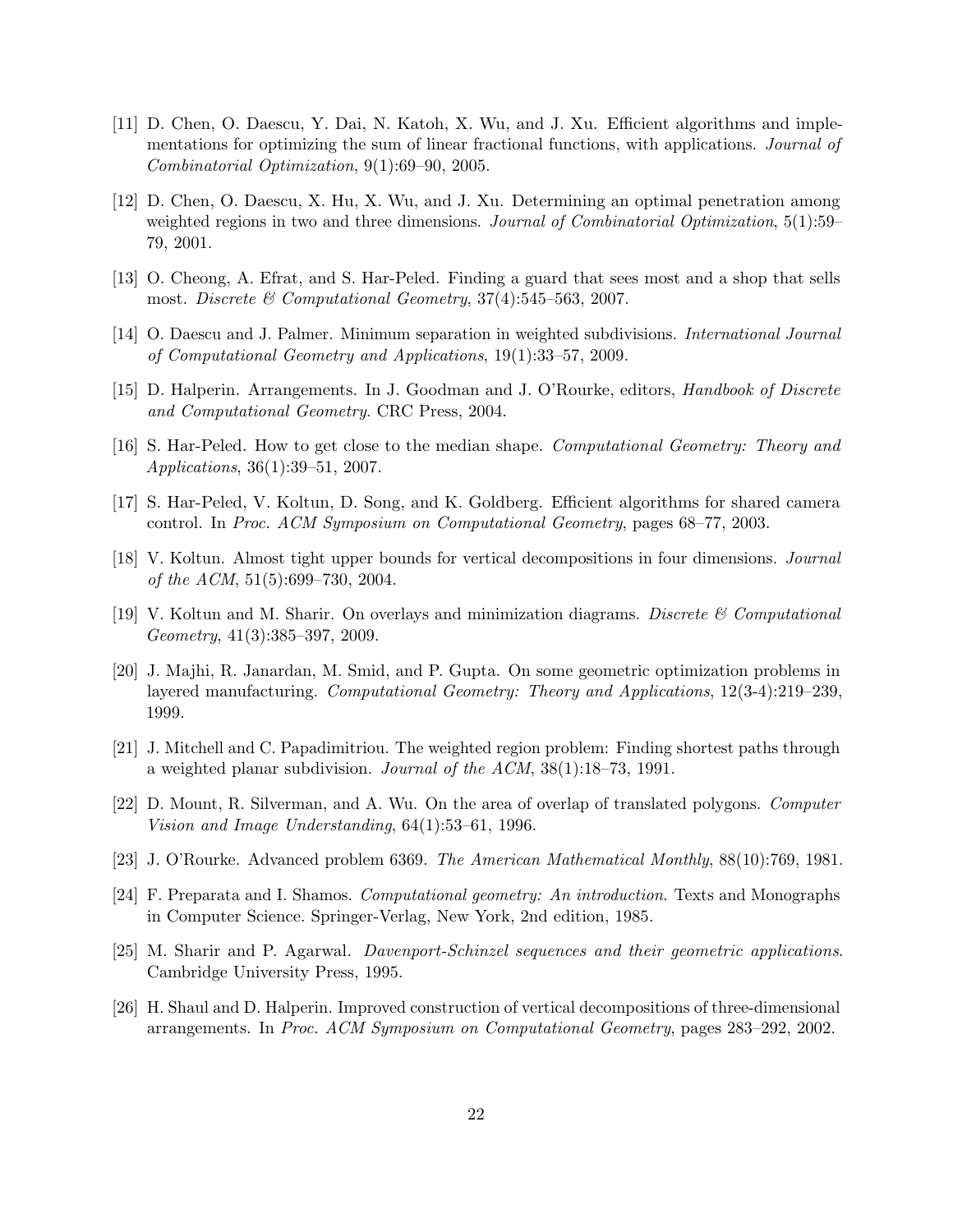[11] D. Chen, O. Daescu, Y. Dai, N. Katoh, X. Wu, and J. Xu. Efficient algorithms and implementations for optimizing the sum of linear fractional functions, with applications. *Journal of Combinatorial Optimization*, 9(1):69–90, 2005.

[12] D. Chen, O. Daescu, X. Hu, X. Wu, and J. Xu. Determining an optimal penetration among weighted regions in two and three dimensions. *Journal of Combinatorial Optimization*, 5(1):59–79, 2001.

[13] O. Cheong, A. Efrat, and S. Har-Peled. Finding a guard that sees most and a shop that sells most. *Discrete & Computational Geometry*, 37(4):545–563, 2007.

[14] O. Daescu and J. Palmer. Minimum separation in weighted subdivisions. *International Journal of Computational Geometry and Applications*, 19(1):33–57, 2009.

[15] D. Halperin. Arrangements. In J. Goodman and J. O'Rourke, editors, *Handbook of Discrete and Computational Geometry*. CRC Press, 2004.

[16] S. Har-Peled. How to get close to the median shape. *Computational Geometry: Theory and Applications*, 36(1):39–51, 2007.

[17] S. Har-Peled, V. Koltun, D. Song, and K. Goldberg. Efficient algorithms for shared camera control. In *Proc. ACM Symposium on Computational Geometry*, pages 68–77, 2003.

[18] V. Koltun. Almost tight upper bounds for vertical decompositions in four dimensions. *Journal of the ACM*, 51(5):699–730, 2004.

[19] V. Koltun and M. Sharir. On overlays and minimization diagrams. *Discrete & Computational Geometry*, 41(3):385–397, 2009.

[20] J. Majhi, R. Janardan, M. Smid, and P. Gupta. On some geometric optimization problems in layered manufacturing. *Computational Geometry: Theory and Applications*, 12(3-4):219–239, 1999.

[21] J. Mitchell and C. Papadimitriou. The weighted region problem: Finding shortest paths through a weighted planar subdivision. *Journal of the ACM*, 38(1):18–73, 1991.

[22] D. Mount, R. Silverman, and A. Wu. On the area of overlap of translated polygons. *Computer Vision and Image Understanding*, 64(1):53–61, 1996.

[23] J. O'Rourke. Advanced problem 6369. *The American Mathematical Monthly*, 88(10):769, 1981.

[24] F. Preparata and I. Shamos. *Computational geometry: An introduction*. Texts and Monographs in Computer Science. Springer-Verlag, New York, 2nd edition, 1985.

[25] M. Sharir and P. Agarwal. *Davenport-Schinzel sequences and their geometric applications*. Cambridge University Press, 1995.

[26] H. Shaul and D. Halperin. Improved construction of vertical decompositions of three-dimensional arrangements. In *Proc. ACM Symposium on Computational Geometry*, pages 283–292, 2002.